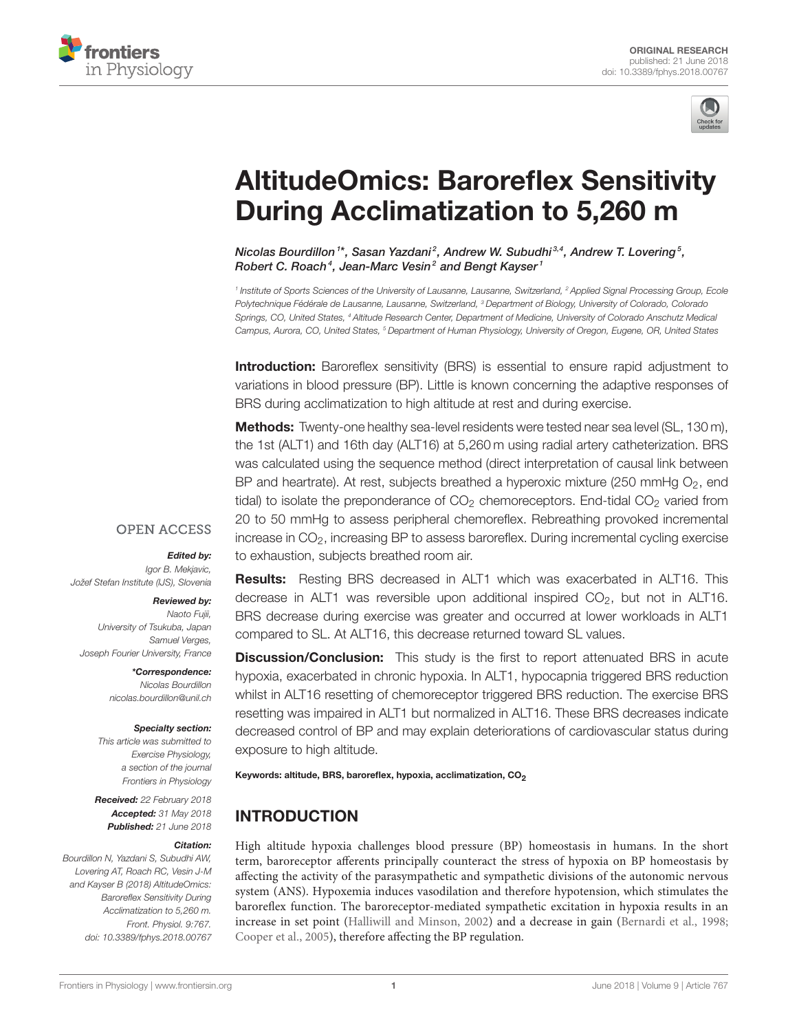ORIGINAL RESEARCH
published: 21 June 2018
doi: 10.3389/fphys.2018.00767

# AltitudeOmics: Baroreflex Sensitivity During Acclimatization to 5,260 m

*Nicolas Bourdillon[1]\*, Sasan Yazdani[2], Andrew W. Subudhi[3,4], Andrew T. Lovering[5], Robert C. Roach[4], Jean-Marc Vesin[2] and Bengt Kayser[1]*

[1] Institute of Sports Sciences of the University of Lausanne, Lausanne, Switzerland, [2] Applied Signal Processing Group, Ecole Polytechnique Fédérale de Lausanne, Lausanne, Switzerland, [3] Department of Biology, University of Colorado, Colorado Springs, CO, United States, [4] Altitude Research Center, Department of Medicine, University of Colorado Anschutz Medical Campus, Aurora, CO, United States, [5] Department of Human Physiology, University of Oregon, Eugene, OR, United States

**Introduction:** Baroreflex sensitivity (BRS) is essential to ensure rapid adjustment to variations in blood pressure (BP). Little is known concerning the adaptive responses of BRS during acclimatization to high altitude at rest and during exercise.

**Methods:** Twenty-one healthy sea-level residents were tested near sea level (SL, 130 m), the 1st (ALT1) and 16th day (ALT16) at 5,260 m using radial artery catheterization. BRS was calculated using the sequence method (direct interpretation of causal link between BP and heartrate). At rest, subjects breathed a hyperoxic mixture (250 mmHg $O_2$, end tidal) to isolate the preponderance of $CO_2$ chemoreceptors. End-tidal $CO_2$ varied from 20 to 50 mmHg to assess peripheral chemoreflex. Rebreathing provoked incremental increase in $CO_2$, increasing BP to assess baroreflex. During incremental cycling exercise to exhaustion, subjects breathed room air.

**Results:** Resting BRS decreased in ALT1 which was exacerbated in ALT16. This decrease in ALT1 was reversible upon additional inspired $CO_2$, but not in ALT16. BRS decrease during exercise was greater and occurred at lower workloads in ALT1 compared to SL. At ALT16, this decrease returned toward SL values.

**Discussion/Conclusion:** This study is the first to report attenuated BRS in acute hypoxia, exacerbated in chronic hypoxia. In ALT1, hypocapnia triggered BRS reduction whilst in ALT16 resetting of chemoreceptor triggered BRS reduction. The exercise BRS resetting was impaired in ALT1 but normalized in ALT16. These BRS decreases indicate decreased control of BP and may explain deteriorations of cardiovascular status during exposure to high altitude.

**Keywords:** altitude, BRS, baroreflex, hypoxia, acclimatization, $CO_2$

OPEN ACCESS

***Edited by:***
Igor B. Mekjavic,
Jožef Stefan Institute (IJS), Slovenia

***Reviewed by:***
Naoto Fujii,
University of Tsukuba, Japan
Samuel Verges,
Joseph Fourier University, France

***\*Correspondence:***
Nicolas Bourdillon
nicolas.bourdillon@unil.ch

***Specialty section:***
This article was submitted to Exercise Physiology, a section of the journal Frontiers in Physiology

***Received:*** 22 February 2018
***Accepted:*** 31 May 2018
***Published:*** 21 June 2018

***Citation:***
Bourdillon N, Yazdani S, Subudhi AW, Lovering AT, Roach RC, Vesin J-M and Kayser B (2018) AltitudeOmics: Baroreflex Sensitivity During Acclimatization to 5,260 m. Front. Physiol. 9:767. doi: 10.3389/fphys.2018.00767

## INTRODUCTION

High altitude hypoxia challenges blood pressure (BP) homeostasis in humans. In the short term, baroreceptor afferents principally counteract the stress of hypoxia on BP homeostasis by affecting the activity of the parasympathetic and sympathetic divisions of the autonomic nervous system (ANS). Hypoxemia induces vasodilation and therefore hypotension, which stimulates the baroreflex function. The baroreceptor-mediated sympathetic excitation in hypoxia results in an increase in set point (Halliwill and Minson, 2002) and a decrease in gain (Bernardi et al., 1998; Cooper et al., 2005), therefore affecting the BP regulation.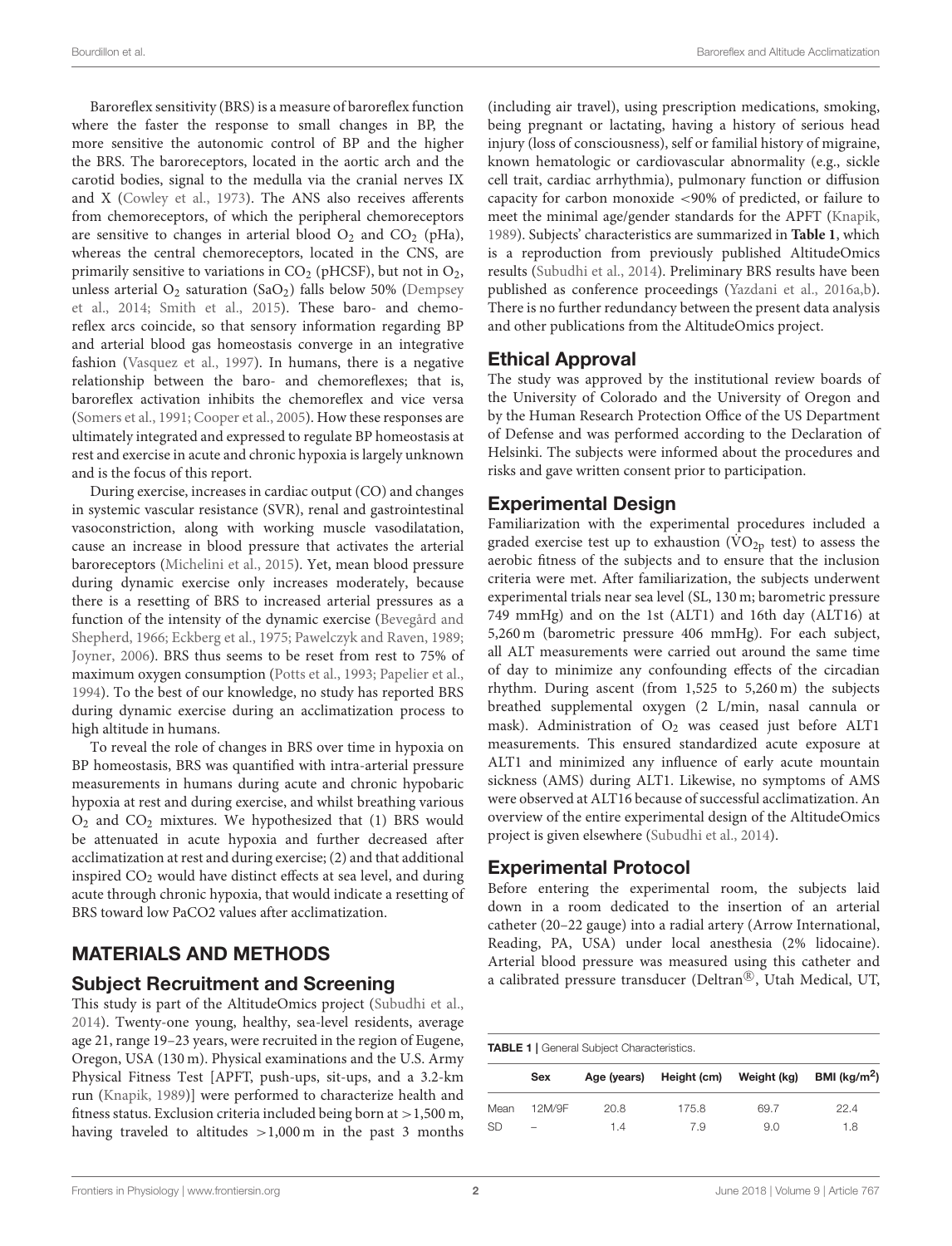Baroreflex sensitivity (BRS) is a measure of baroreflex function where the faster the response to small changes in BP, the more sensitive the autonomic control of BP and the higher the BRS. The baroreceptors, located in the aortic arch and the carotid bodies, signal to the medulla via the cranial nerves IX and X (Cowley et al., 1973). The ANS also receives afferents from chemoreceptors, of which the peripheral chemoreceptors are sensitive to changes in arterial blood $O_2$ and $CO_2$ (pHa), whereas the central chemoreceptors, located in the CNS, are primarily sensitive to variations in $CO_2$ (pHCSF), but not in $O_2$, unless arterial $O_2$ saturation ($SaO_2$) falls below 50% (Dempsey et al., 2014; Smith et al., 2015). These baro- and chemoreflex arcs coincide, so that sensory information regarding BP and arterial blood gas homeostasis converge in an integrative fashion (Vasquez et al., 1997). In humans, there is a negative relationship between the baro- and chemoreflexes; that is, baroreflex activation inhibits the chemoreflex and vice versa (Somers et al., 1991; Cooper et al., 2005). How these responses are ultimately integrated and expressed to regulate BP homeostasis at rest and exercise in acute and chronic hypoxia is largely unknown and is the focus of this report.

During exercise, increases in cardiac output (CO) and changes in systemic vascular resistance (SVR), renal and gastrointestinal vasoconstriction, along with working muscle vasodilatation, cause an increase in blood pressure that activates the arterial baroreceptors (Michelini et al., 2015). Yet, mean blood pressure during dynamic exercise only increases moderately, because there is a resetting of BRS to increased arterial pressures as a function of the intensity of the dynamic exercise (Bevegård and Shepherd, 1966; Eckberg et al., 1975; Pawelczyk and Raven, 1989; Joyner, 2006). BRS thus seems to be reset from rest to 75% of maximum oxygen consumption (Potts et al., 1993; Papelier et al., 1994). To the best of our knowledge, no study has reported BRS during dynamic exercise during an acclimatization process to high altitude in humans.

To reveal the role of changes in BRS over time in hypoxia on BP homeostasis, BRS was quantified with intra-arterial pressure measurements in humans during acute and chronic hypobaric hypoxia at rest and during exercise, and whilst breathing various $O_2$ and $CO_2$ mixtures. We hypothesized that (1) BRS would be attenuated in acute hypoxia and further decreased after acclimatization at rest and during exercise; (2) and that additional inspired $CO_2$ would have distinct effects at sea level, and during acute through chronic hypoxia, that would indicate a resetting of BRS toward low PaCO2 values after acclimatization.

## MATERIALS AND METHODS

### Subject Recruitment and Screening

This study is part of the AltitudeOmics project (Subudhi et al., 2014). Twenty-one young, healthy, sea-level residents, average age 21, range 19–23 years, were recruited in the region of Eugene, Oregon, USA (130 m). Physical examinations and the U.S. Army Physical Fitness Test [APFT, push-ups, sit-ups, and a 3.2-km run (Knapik, 1989)] were performed to characterize health and fitness status. Exclusion criteria included being born at >1,500 m, having traveled to altitudes >1,000 m in the past 3 months (including air travel), using prescription medications, smoking, being pregnant or lactating, having a history of serious head injury (loss of consciousness), self or familial history of migraine, known hematologic or cardiovascular abnormality (e.g., sickle cell trait, cardiac arrhythmia), pulmonary function or diffusion capacity for carbon monoxide <90% of predicted, or failure to meet the minimal age/gender standards for the APFT (Knapik, 1989). Subjects' characteristics are summarized in **Table 1**, which is a reproduction from previously published AltitudeOmics results (Subudhi et al., 2014). Preliminary BRS results have been published as conference proceedings (Yazdani et al., 2016a,b). There is no further redundancy between the present data analysis and other publications from the AltitudeOmics project.

### Ethical Approval

The study was approved by the institutional review boards of the University of Colorado and the University of Oregon and by the Human Research Protection Office of the US Department of Defense and was performed according to the Declaration of Helsinki. The subjects were informed about the procedures and risks and gave written consent prior to participation.

### Experimental Design

Familiarization with the experimental procedures included a graded exercise test up to exhaustion ($\dot{V}O_{2p}$ test) to assess the aerobic fitness of the subjects and to ensure that the inclusion criteria were met. After familiarization, the subjects underwent experimental trials near sea level (SL, 130 m; barometric pressure 749 mmHg) and on the 1st (ALT1) and 16th day (ALT16) at 5,260 m (barometric pressure 406 mmHg). For each subject, all ALT measurements were carried out around the same time of day to minimize any confounding effects of the circadian rhythm. During ascent (from 1,525 to 5,260 m) the subjects breathed supplemental oxygen (2 L/min, nasal cannula or mask). Administration of $O_2$ was ceased just before ALT1 measurements. This ensured standardized acute exposure at ALT1 and minimized any influence of early acute mountain sickness (AMS) during ALT1. Likewise, no symptoms of AMS were observed at ALT16 because of successful acclimatization. An overview of the entire experimental design of the AltitudeOmics project is given elsewhere (Subudhi et al., 2014).

### Experimental Protocol

Before entering the experimental room, the subjects laid down in a room dedicated to the insertion of an arterial catheter (20–22 gauge) into a radial artery (Arrow International, Reading, PA, USA) under local anesthesia (2% lidocaine). Arterial blood pressure was measured using this catheter and a calibrated pressure transducer (Deltran®, Utah Medical, UT,

**TABLE 1** | General Subject Characteristics.

| | Sex | Age (years) | Height (cm) | Weight (kg) | BMI (kg/m$^2$) |
|---|---|---|---|---|---|
| Mean | 12M/9F | 20.8 | 175.8 | 69.7 | 22.4 |
| SD | – | 1.4 | 7.9 | 9.0 | 1.8 |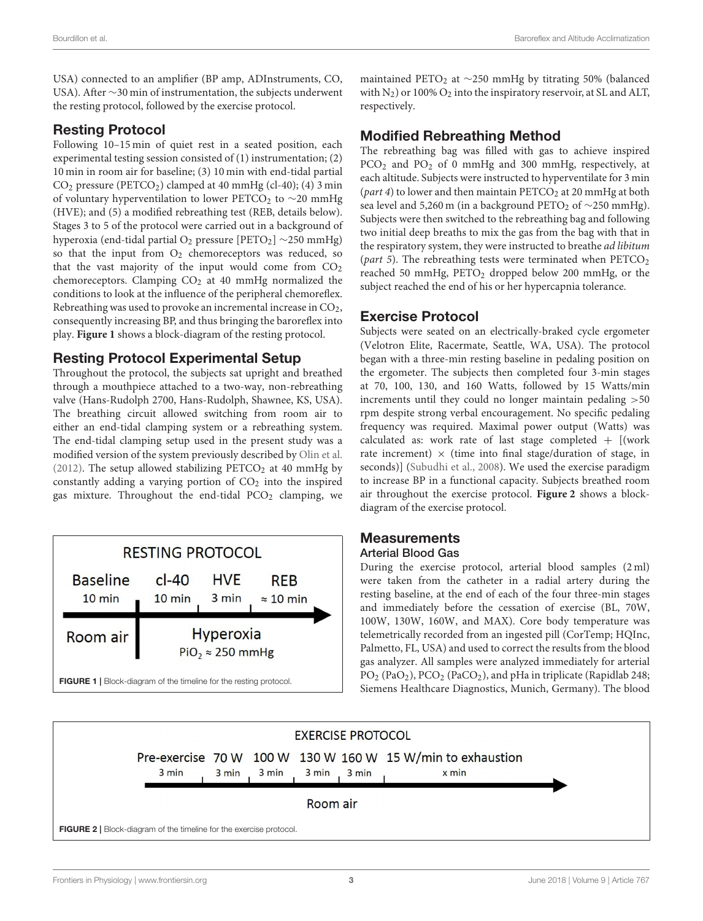USA) connected to an amplifier (BP amp, ADInstruments, CO, USA). After ~30 min of instrumentation, the subjects underwent the resting protocol, followed by the exercise protocol.

## Resting Protocol

Following 10–15 min of quiet rest in a seated position, each experimental testing session consisted of (1) instrumentation; (2) 10 min in room air for baseline; (3) 10 min with end-tidal partial $CO_2$ pressure ($PETCO_2$) clamped at 40 mmHg (cl-40); (4) 3 min of voluntary hyperventilation to lower $PETCO_2$ to ~20 mmHg (HVE); and (5) a modified rebreathing test (REB, details below). Stages 3 to 5 of the protocol were carried out in a background of hyperoxia (end-tidal partial $O_2$ pressure [$PETO_2$] ~250 mmHg) so that the input from $O_2$ chemoreceptors was reduced, so that the vast majority of the input would come from $CO_2$ chemoreceptors. Clamping $CO_2$ at 40 mmHg normalized the conditions to look at the influence of the peripheral chemoreflex. Rebreathing was used to provoke an incremental increase in $CO_2$, consequently increasing BP, and thus bringing the baroreflex into play. **Figure 1** shows a block-diagram of the resting protocol.

## Resting Protocol Experimental Setup

Throughout the protocol, the subjects sat upright and breathed through a mouthpiece attached to a two-way, non-rebreathing valve (Hans-Rudolph 2700, Hans-Rudolph, Shawnee, KS, USA). The breathing circuit allowed switching from room air to either an end-tidal clamping system or a rebreathing system. The end-tidal clamping setup used in the present study was a modified version of the system previously described by Olin et al. (2012). The setup allowed stabilizing $PETCO_2$ at 40 mmHg by constantly adding a varying portion of $CO_2$ into the inspired gas mixture. Throughout the end-tidal $PCO_2$ clamping, we maintained $PETO_2$ at ~250 mmHg by titrating 50% (balanced with $N_2$) or 100% $O_2$ into the inspiratory reservoir, at SL and ALT, respectively.

RESTING PROTOCOL

| Baseline | cl-40 | HVE | REB |
|---|---|---|---|
| 10 min | 10 min | 3 min | ≈ 10 min |
| Room air | Hyperoxia $PiO_2 \approx 250$ mmHg | | |

**FIGURE 1** | Block-diagram of the timeline for the resting protocol.

## Modified Rebreathing Method

The rebreathing bag was filled with gas to achieve inspired $PCO_2$ and $PO_2$ of 0 mmHg and 300 mmHg, respectively, at each altitude. Subjects were instructed to hyperventilate for 3 min (*part 4*) to lower and then maintain $PETCO_2$ at 20 mmHg at both sea level and 5,260 m (in a background $PETO_2$ of ~250 mmHg). Subjects were then switched to the rebreathing bag and following two initial deep breaths to mix the gas from the bag with that in the respiratory system, they were instructed to breathe *ad libitum* (*part 5*). The rebreathing tests were terminated when $PETCO_2$ reached 50 mmHg, $PETO_2$ dropped below 200 mmHg, or the subject reached the end of his or her hypercapnia tolerance.

## Exercise Protocol

Subjects were seated on an electrically-braked cycle ergometer (Velotron Elite, Racermate, Seattle, WA, USA). The protocol began with a three-min resting baseline in pedaling position on the ergometer. The subjects then completed four 3-min stages at 70, 100, 130, and 160 Watts, followed by 15 Watts/min increments until they could no longer maintain pedaling >50 rpm despite strong verbal encouragement. No specific pedaling frequency was required. Maximal power output (Watts) was calculated as: work rate of last stage completed + [(work rate increment) × (time into final stage/duration of stage, in seconds)] (Subudhi et al., 2008). We used the exercise paradigm to increase BP in a functional capacity. Subjects breathed room air throughout the exercise protocol. **Figure 2** shows a block-diagram of the exercise protocol.

## Measurements

### Arterial Blood Gas

During the exercise protocol, arterial blood samples (2 ml) were taken from the catheter in a radial artery during the resting baseline, at the end of each of the four three-min stages and immediately before the cessation of exercise (BL, 70W, 100W, 130W, 160W, and MAX). Core body temperature was telemetrically recorded from an ingested pill (CorTemp; HQInc, Palmetto, FL, USA) and used to correct the results from the blood gas analyzer. All samples were analyzed immediately for arterial $PO_2$ ($PaO_2$), $PCO_2$ ($PaCO_2$), and pHa in triplicate (Rapidlab 248; Siemens Healthcare Diagnostics, Munich, Germany). The blood

EXERCISE PROTOCOL

| Pre-exercise | 70 W | 100 W | 130 W | 160 W | 15 W/min to exhaustion |
|---|---|---|---|---|---|
| 3 min | 3 min | 3 min | 3 min | 3 min | x min |
| Room air | | | | | |

**FIGURE 2** | Block-diagram of the timeline for the exercise protocol.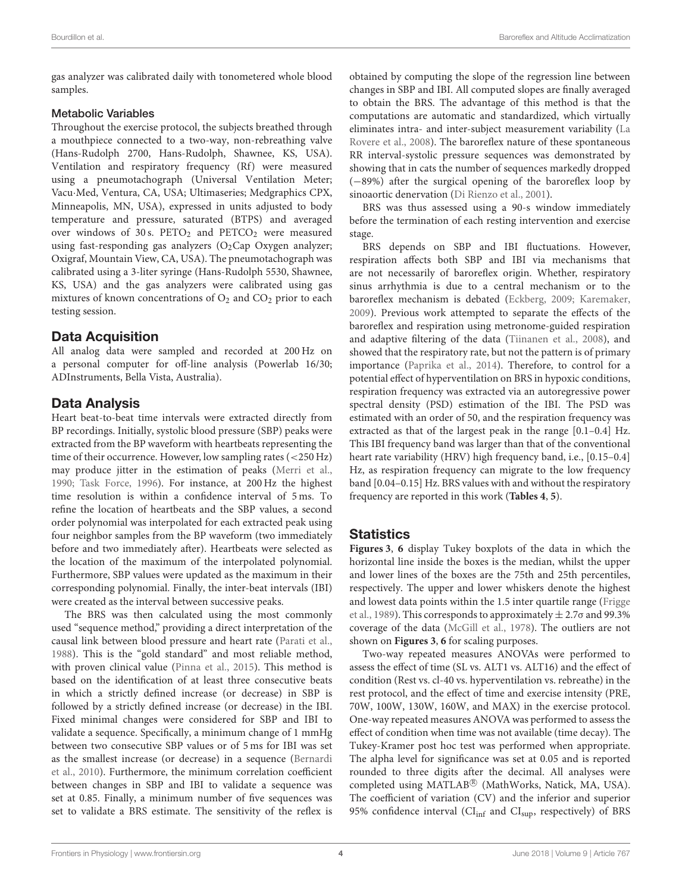gas analyzer was calibrated daily with tonometered whole blood samples.

### Metabolic Variables

Throughout the exercise protocol, the subjects breathed through a mouthpiece connected to a two-way, non-rebreathing valve (Hans-Rudolph 2700, Hans-Rudolph, Shawnee, KS, USA). Ventilation and respiratory frequency (Rf) were measured using a pneumotachograph (Universal Ventilation Meter; Vacu·Med, Ventura, CA, USA; Ultimaseries; Medgraphics CPX, Minneapolis, MN, USA), expressed in units adjusted to body temperature and pressure, saturated (BTPS) and averaged over windows of 30 s. $PETO_2$ and $PETCO_2$ were measured using fast-responding gas analyzers ($O_2$Cap Oxygen analyzer; Oxigraf, Mountain View, CA, USA). The pneumotachograph was calibrated using a 3-liter syringe (Hans-Rudolph 5530, Shawnee, KS, USA) and the gas analyzers were calibrated using gas mixtures of known concentrations of $O_2$ and $CO_2$ prior to each testing session.

## Data Acquisition

All analog data were sampled and recorded at 200 Hz on a personal computer for off-line analysis (Powerlab 16/30; ADInstruments, Bella Vista, Australia).

## Data Analysis

Heart beat-to-beat time intervals were extracted directly from BP recordings. Initially, systolic blood pressure (SBP) peaks were extracted from the BP waveform with heartbeats representing the time of their occurrence. However, low sampling rates (<250 Hz) may produce jitter in the estimation of peaks (Merri et al., 1990; Task Force, 1996). For instance, at 200 Hz the highest time resolution is within a confidence interval of 5 ms. To refine the location of heartbeats and the SBP values, a second order polynomial was interpolated for each extracted peak using four neighbor samples from the BP waveform (two immediately before and two immediately after). Heartbeats were selected as the location of the maximum of the interpolated polynomial. Furthermore, SBP values were updated as the maximum in their corresponding polynomial. Finally, the inter-beat intervals (IBI) were created as the interval between successive peaks.

The BRS was then calculated using the most commonly used "sequence method," providing a direct interpretation of the causal link between blood pressure and heart rate (Parati et al., 1988). This is the "gold standard" and most reliable method, with proven clinical value (Pinna et al., 2015). This method is based on the identification of at least three consecutive beats in which a strictly defined increase (or decrease) in SBP is followed by a strictly defined increase (or decrease) in the IBI. Fixed minimal changes were considered for SBP and IBI to validate a sequence. Specifically, a minimum change of 1 mmHg between two consecutive SBP values or of 5 ms for IBI was set as the smallest increase (or decrease) in a sequence (Bernardi et al., 2010). Furthermore, the minimum correlation coefficient between changes in SBP and IBI to validate a sequence was set at 0.85. Finally, a minimum number of five sequences was set to validate a BRS estimate. The sensitivity of the reflex is obtained by computing the slope of the regression line between changes in SBP and IBI. All computed slopes are finally averaged to obtain the BRS. The advantage of this method is that the computations are automatic and standardized, which virtually eliminates intra- and inter-subject measurement variability (La Rovere et al., 2008). The baroreflex nature of these spontaneous RR interval-systolic pressure sequences was demonstrated by showing that in cats the number of sequences markedly dropped (−89%) after the surgical opening of the baroreflex loop by sinoaortic denervation (Di Rienzo et al., 2001).

BRS was thus assessed using a 90-s window immediately before the termination of each resting intervention and exercise stage.

BRS depends on SBP and IBI fluctuations. However, respiration affects both SBP and IBI via mechanisms that are not necessarily of baroreflex origin. Whether, respiratory sinus arrhythmia is due to a central mechanism or to the baroreflex mechanism is debated (Eckberg, 2009; Karemaker, 2009). Previous work attempted to separate the effects of the baroreflex and respiration using metronome-guided respiration and adaptive filtering of the data (Tiinanen et al., 2008), and showed that the respiratory rate, but not the pattern is of primary importance (Paprika et al., 2014). Therefore, to control for a potential effect of hyperventilation on BRS in hypoxic conditions, respiration frequency was extracted via an autoregressive power spectral density (PSD) estimation of the IBI. The PSD was estimated with an order of 50, and the respiration frequency was extracted as that of the largest peak in the range [0.1–0.4] Hz. This IBI frequency band was larger than that of the conventional heart rate variability (HRV) high frequency band, i.e., [0.15–0.4] Hz, as respiration frequency can migrate to the low frequency band [0.04–0.15] Hz. BRS values with and without the respiratory frequency are reported in this work (**Tables 4**, **5**).

## Statistics

**Figures 3**, **6** display Tukey boxplots of the data in which the horizontal line inside the boxes is the median, whilst the upper and lower lines of the boxes are the 75th and 25th percentiles, respectively. The upper and lower whiskers denote the highest and lowest data points within the 1.5 inter quartile range (Frigge et al., 1989). This corresponds to approximately $\pm$ 2.7σ and 99.3% coverage of the data (McGill et al., 1978). The outliers are not shown on **Figures 3**, **6** for scaling purposes.

Two-way repeated measures ANOVAs were performed to assess the effect of time (SL vs. ALT1 vs. ALT16) and the effect of condition (Rest vs. cl-40 vs. hyperventilation vs. rebreathe) in the rest protocol, and the effect of time and exercise intensity (PRE, 70W, 100W, 130W, 160W, and MAX) in the exercise protocol. One-way repeated measures ANOVA was performed to assess the effect of condition when time was not available (time decay). The Tukey-Kramer post hoc test was performed when appropriate. The alpha level for significance was set at 0.05 and is reported rounded to three digits after the decimal. All analyses were completed using MATLAB® (MathWorks, Natick, MA, USA). The coefficient of variation (CV) and the inferior and superior 95% confidence interval ($CI_{inf}$ and $CI_{sup}$, respectively) of BRS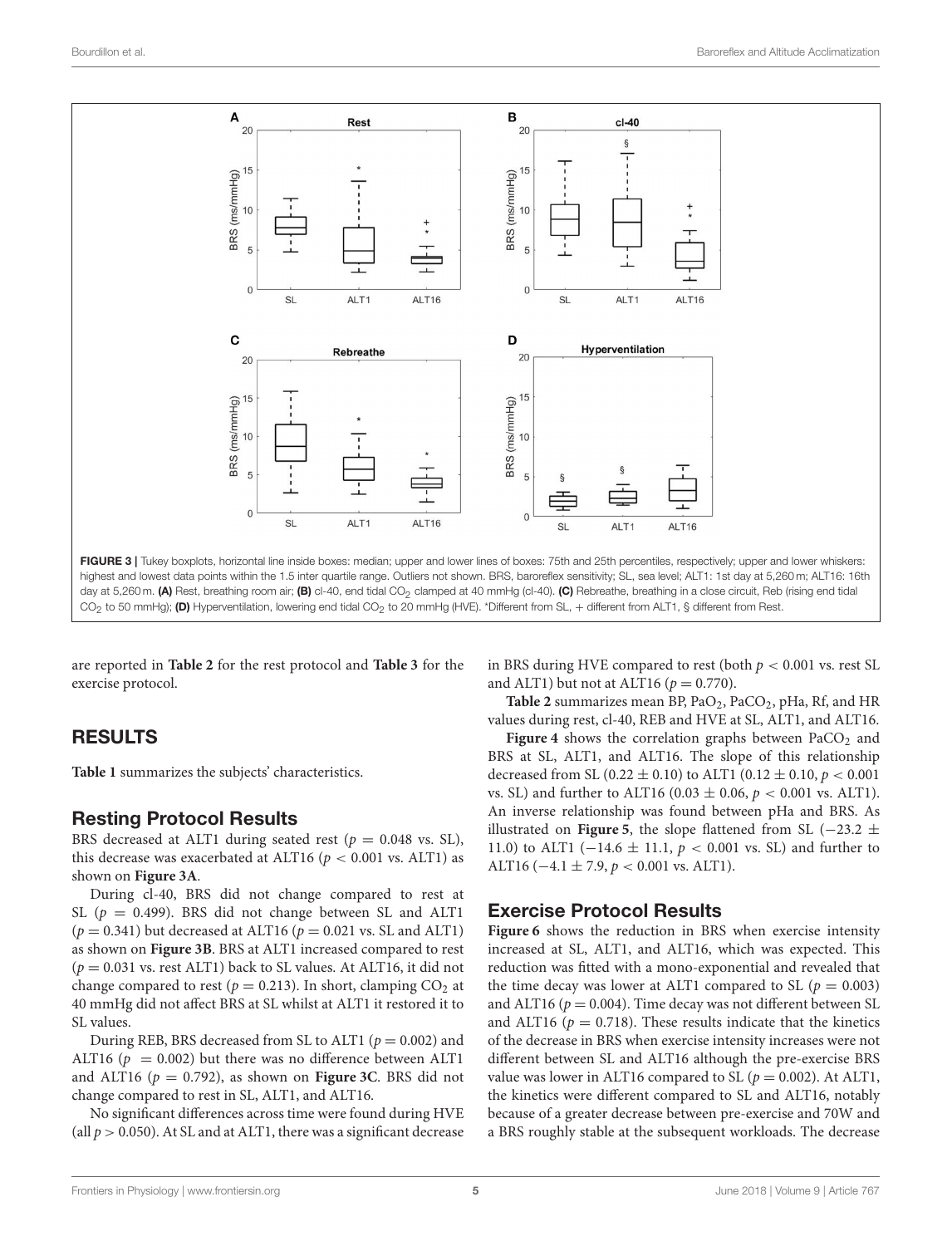FIGURE 3 | Tukey boxplots, horizontal line inside boxes: median; upper and lower lines of boxes: 75th and 25th percentiles, respectively; upper and lower whiskers: highest and lowest data points within the 1.5 inter quartile range. Outliers not shown. BRS, baroreflex sensitivity; SL, sea level; ALT1: 1st day at 5,260 m; ALT16: 16th day at 5,260 m. **(A)** Rest, breathing room air; **(B)** cl-40, end tidal $CO_2$ clamped at 40 mmHg (cl-40). **(C)** Rebreathe, breathing in a close circuit, Reb (rising end tidal $CO_2$ to 50 mmHg); **(D)** Hyperventilation, lowering end tidal $CO_2$ to 20 mmHg (HVE). *Different from SL, + different from ALT1, § different from Rest.

are reported in **Table 2** for the rest protocol and **Table 3** for the exercise protocol.

## RESULTS

**Table 1** summarizes the subjects' characteristics.

### Resting Protocol Results

BRS decreased at ALT1 during seated rest ($p = 0.048$ vs. SL), this decrease was exacerbated at ALT16 ($p < 0.001$ vs. ALT1) as shown on **Figure 3A**.

During cl-40, BRS did not change compared to rest at SL ($p = 0.499$). BRS did not change between SL and ALT1 ($p = 0.341$) but decreased at ALT16 ($p = 0.021$ vs. SL and ALT1) as shown on **Figure 3B**. BRS at ALT1 increased compared to rest ($p = 0.031$ vs. rest ALT1) back to SL values. At ALT16, it did not change compared to rest ($p = 0.213$). In short, clamping $CO_2$ at 40 mmHg did not affect BRS at SL whilst at ALT1 it restored it to SL values.

During REB, BRS decreased from SL to ALT1 ($p = 0.002$) and ALT16 ($p = 0.002$) but there was no difference between ALT1 and ALT16 ($p = 0.792$), as shown on **Figure 3C**. BRS did not change compared to rest in SL, ALT1, and ALT16.

No significant differences across time were found during HVE (all $p > 0.050$). At SL and at ALT1, there was a significant decrease in BRS during HVE compared to rest (both $p < 0.001$ vs. rest SL and ALT1) but not at ALT16 ($p = 0.770$).

**Table 2** summarizes mean BP, $PaO_2$, $PaCO_2$, pHa, Rf, and HR values during rest, cl-40, REB and HVE at SL, ALT1, and ALT16.

**Figure 4** shows the correlation graphs between $PaCO_2$ and BRS at SL, ALT1, and ALT16. The slope of this relationship decreased from SL ($0.22 \pm 0.10$) to ALT1 ($0.12 \pm 0.10$, $p < 0.001$ vs. SL) and further to ALT16 ($0.03 \pm 0.06$, $p < 0.001$ vs. ALT1). An inverse relationship was found between pHa and BRS. As illustrated on **Figure 5**, the slope flattened from SL ($-23.2 \pm 11.0$) to ALT1 ($-14.6 \pm 11.1$, $p < 0.001$ vs. SL) and further to ALT16 ($-4.1 \pm 7.9$, $p < 0.001$ vs. ALT1).

### Exercise Protocol Results

**Figure 6** shows the reduction in BRS when exercise intensity increased at SL, ALT1, and ALT16, which was expected. This reduction was fitted with a mono-exponential and revealed that the time decay was lower at ALT1 compared to SL ($p = 0.003$) and ALT16 ($p = 0.004$). Time decay was not different between SL and ALT16 ($p = 0.718$). These results indicate that the kinetics of the decrease in BRS when exercise intensity increases were not different between SL and ALT16 although the pre-exercise BRS value was lower in ALT16 compared to SL ($p = 0.002$). At ALT1, the kinetics were different compared to SL and ALT16, notably because of a greater decrease between pre-exercise and 70W and a BRS roughly stable at the subsequent workloads. The decrease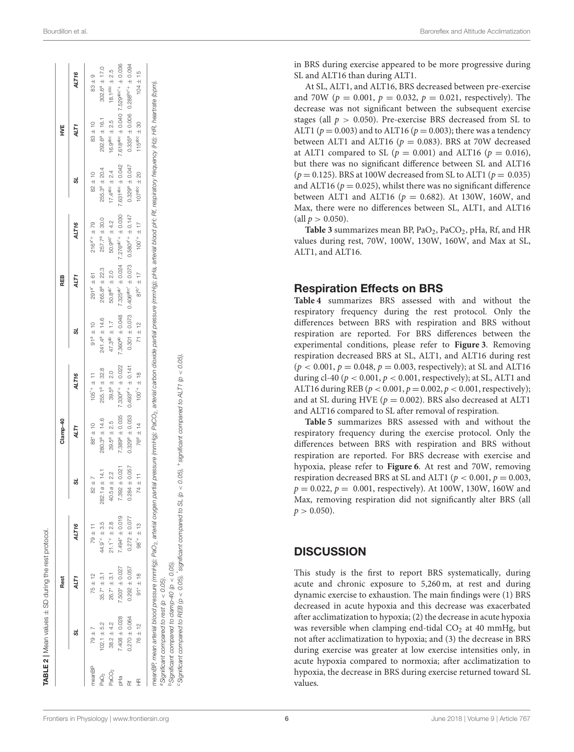**TABLE 2** | Mean values ± SD during the rest protocol.

| | Rest | | | Clamp-40 | | | REB | | | HVE | | |
|---|---|---|---|---|---|---|---|---|---|---|---|---|
| | SL | ALT1 | ALT16 | SL | ALT1 | ALT16 | SL | ALT1 | ALT16 | SL | ALT1 | ALT16 |
| meanBP | 79 ± 7 | 75 ± 12 | 79 ± 11 | 82 ± 7 | 88* ± 10 | 105*+ ± 11 | 91[a] ± 10 | 291[a*] ± 61 | 216[a*+] ± 79 | 82 ± 10 | 83 ± 10 | 83 ± 9 |
| $PaO_2$ | 102.1 ± 5.2 | 35.7* ± 3.1 | 44.9*+ ± 3.5 | 282.1a ± 14.1 | 280.3[a] ± 14.6 | 255.1[a] ± 32.8 | 241.4[a] ± 14.6 | 265.8[a] ± 22.3 | 257.7[a] ± 30.0 | 255.3[a] ± 20.4 | 292.6[a] ± 16.1 | 302.6[a] ± 17.0 |
| $PaCO_2$ | 38.2 ± 4.2 | 26.7* ± 3.1 | 21.1*+ ± 2.8 | 40.5a ± 2.2 | 39.5[a] ± 2.5 | 39.5[a] ± 2.0 | 47.3[ab] ± 1.7 | 50.8[ab] ± 2.0 | 50.9[ab] ± 4.2 | 17.4[abc] ± 2.4 | 16.9[abc] ± 2.5 | 18.1[abc] ± 2.5 |
| pHa | 7.408 ± 0.028 | 7.503* ± 0.027 | 7.494* ± 0.019 | 7.392 ± 0.021 | 7.389[a] ± 0.035 | 7.330[a*+] ± 0.022 | 7.360[ab] ± 0.048 | 7.325[ab*] ± 0.024 | 7.276[ab*+] ± 0.030 | 7.631[abc] ± 0.042 | 7.618[abc] ± 0.040 | 7.529[abc*+] ± 0.036 |
| Rf | 0.270 ± 0.064 | 0.292 ± 0.057 | 0.272 ± 0.077 | 0.284 ± 0.057 | 0.329[a] ± 0.053 | 0.493[a*+] ± 0.141 | 0.301 ± 0.073 | 0.406[abc*] ± 0.073 | 0.580[a*+] ± 0.147 | 0.329[a] ± 0.047 | 0.335[a] ± 0.006 | 0.288[bc*+] ± 0.094 |
| HR | 76 ± 12 | 91* ± 18 | 98*+ ± 13 | 74 ± 11 | 76[a] ± 14 | 100*+ ± 18 | 71 ± 12 | 87[b*] ± 17 | 100*+ ± 17 | 107[abc] ± 20 | 115[abc] ± 30 | 104 ± 15 |

meanBP, mean arterial blood pressure (mmHg); $PaO_2$, arterial oxygen partial pressure (mmHg); $PaCO_2$, arterial carbon dioxide partial pressure (mmHg); pHa, arterial blood pH; Rf, respiratory frequency (Hz); HR, heartrate (bpm).
[a]Significant compared to rest ($p < 0.05$).
[b]Significant compared to clamp-40 ($p < 0.05$).
[c]Significant compared to REB ($p < 0.05$). *significant compared to SL ($p < 0.05$), +significant compared to ALT1 ($p < 0.05$).

in BRS during exercise appeared to be more progressive during SL and ALT16 than during ALT1.

At SL, ALT1, and ALT16, BRS decreased between pre-exercise and 70W ($p = 0.001$, $p = 0.032$, $p = 0.021$, respectively). The decrease was not significant between the subsequent exercise stages (all $p > 0.050$). Pre-exercise BRS decreased from SL to ALT1 ($p = 0.003$) and to ALT16 ($p = 0.003$); there was a tendency between ALT1 and ALT16 ($p = 0.083$). BRS at 70W decreased at ALT1 compared to SL ($p = 0.001$) and ALT16 ($p = 0.016$), but there was no significant difference between SL and ALT16 ($p = 0.125$). BRS at 100W decreased from SL to ALT1 ($p = 0.035$) and ALT16 ($p = 0.025$), whilst there was no significant difference between ALT1 and ALT16 ($p = 0.682$). At 130W, 160W, and Max, there were no differences between SL, ALT1, and ALT16 (all $p > 0.050$).

**Table 3** summarizes mean BP, $PaO_2$, $PaCO_2$, pHa, Rf, and HR values during rest, 70W, 100W, 130W, 160W, and Max at SL, ALT1, and ALT16.

## Respiration Effects on BRS

**Table 4** summarizes BRS assessed with and without the respiratory frequency during the rest protocol. Only the differences between BRS with respiration and BRS without respiration are reported. For BRS differences between the experimental conditions, please refer to **Figure 3**. Removing respiration decreased BRS at SL, ALT1, and ALT16 during rest ($p < 0.001$, $p = 0.048$, $p = 0.003$, respectively); at SL and ALT16 during cl-40 ($p < 0.001$, $p < 0.001$, respectively); at SL, ALT1 and ALT16 during REB ($p < 0.001$, $p = 0.002$, $p < 0.001$, respectively); and at SL during HVE ($p = 0.002$). BRS also decreased at ALT1 and ALT16 compared to SL after removal of respiration.

**Table 5** summarizes BRS assessed with and without the respiratory frequency during the exercise protocol. Only the differences between BRS with respiration and BRS without respiration are reported. For BRS decrease with exercise and hypoxia, please refer to **Figure 6**. At rest and 70W, removing respiration decreased BRS at SL and ALT1 ($p < 0.001$, $p = 0.003$, $p = 0.022$, $p = 0.001$, respectively). At 100W, 130W, 160W and Max, removing respiration did not significantly alter BRS (all $p > 0.050$).

## DISCUSSION

This study is the first to report BRS systematically, during acute and chronic exposure to 5,260 m, at rest and during dynamic exercise to exhaustion. The main findings were (1) BRS decreased in acute hypoxia and this decrease was exacerbated after acclimatization to hypoxia; (2) the decrease in acute hypoxia was reversible when clamping end-tidal $CO_2$ at 40 mmHg, but not after acclimatization to hypoxia; and (3) the decrease in BRS during exercise was greater at low exercise intensities only, in acute hypoxia compared to normoxia; after acclimatization to hypoxia, the decrease in BRS during exercise returned toward SL values.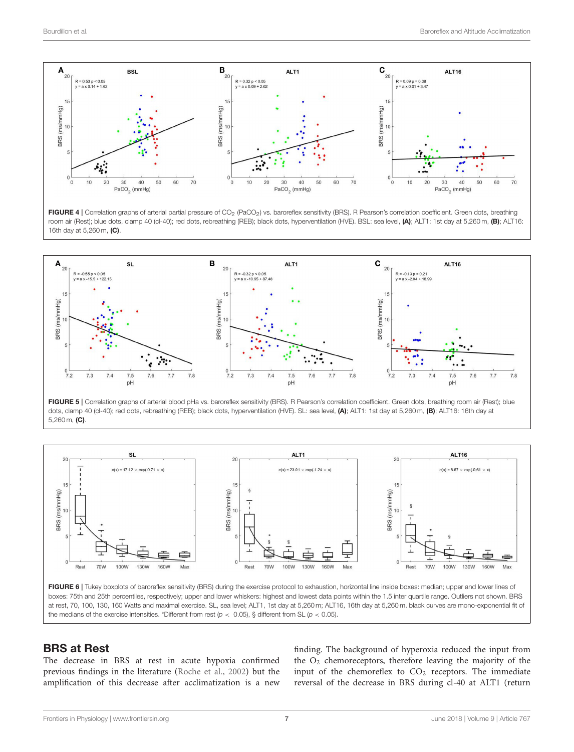**FIGURE 4 |** Correlation graphs of arterial partial pressure of $CO_2$ ($PaCO_2$) vs. baroreflex sensitivity (BRS). R Pearson's correlation coefficient. Green dots, breathing room air (Rest); blue dots, clamp 40 (cl-40); red dots, rebreathing (REB); black dots, hyperventilation (HVE). BSL: sea level, **(A)**; ALT1: 1st day at 5,260 m, **(B)**; ALT16: 16th day at 5,260 m, **(C)**.

**FIGURE 5 |** Correlation graphs of arterial blood pHa vs. baroreflex sensitivity (BRS). R Pearson's correlation coefficient. Green dots, breathing room air (Rest); blue dots, clamp 40 (cl-40); red dots, rebreathing (REB); black dots, hyperventilation (HVE). SL: sea level, **(A)**; ALT1: 1st day at 5,260 m, **(B)**; ALT16: 16th day at 5,260 m, **(C)**.

**FIGURE 6 |** Tukey boxplots of baroreflex sensitivity (BRS) during the exercise protocol to exhaustion, horizontal line inside boxes: median; upper and lower lines of boxes: 75th and 25th percentiles, respectively; upper and lower whiskers: highest and lowest data points within the 1.5 inter quartile range. Outliers not shown. BRS at rest, 70, 100, 130, 160 Watts and maximal exercise. SL, sea level; ALT1, 1st day at 5,260 m; ALT16, 16th day at 5,260 m. black curves are mono-exponential fit of the medians of the exercise intensities. *Different from rest ($p < 0.05$), § different from SL ($p < 0.05$).

## BRS at Rest

The decrease in BRS at rest in acute hypoxia confirmed previous findings in the literature (Roche et al., 2002) but the amplification of this decrease after acclimatization is a new finding. The background of hyperoxia reduced the input from the $O_2$ chemoreceptors, therefore leaving the majority of the input of the chemoreflex to $CO_2$ receptors. The immediate reversal of the decrease in BRS during cl-40 at ALT1 (return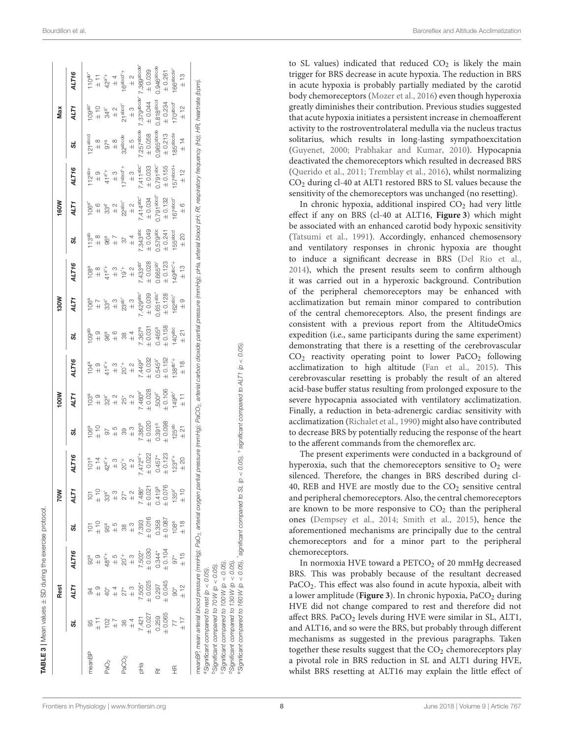**TABLE 3** | Mean values ± SD during the exercise protocol.

| | Rest | | | 70W | | | 100W | | | 130W | | | 160W | | | Max | | |
|---|---|---|---|---|---|---|---|---|---|---|---|---|---|---|---|---|---|---|
| | SL | ALT1 | ALT16 | SL | ALT1 | ALT16 | SL | ALT1 | ALT16 | SL | ALT1 | ALT16 | SL | ALT1 | ALT16 | SL | ALT1 | ALT16 |
| meanBP | 95 ± 11 | 94 ± 9 | $92^{a}$ ± 9 | 101 ± 10 | 101 ± 10 | $101^{a}$ ± 14 | $106^{a}$ ± 10 | $103^{a}$ ± 9 | $104^{a}$ ± 9 | $109^{ab}$ ± 9 | $106^{a}$ ± 7 | $108^{a}$ ± 8 | $113^{ab}$ ± 8 | $106^{a}$ ± 6 | $112^{ab+}$ ± 9 | $121^{abcd}$ ± 8 | $109^{ab}$ ± 10 | $110^{ab}$ ± 11 |
| $PaO_2$ | 102 ± 7 | $40^{*}$ ± 4 | $48^{a*+}$ ± 5 | $95^{a}$ ± 5 | $33^{a*}$ ± 3 | $42^{a*+}$ ± 3 | 97 ± 5 | $32^{a*}$ ± 2 | $41^{a*+}$ ± 3 | $96^{a}$ ± 6 | $33^{a*}$ ± 3 | $41^{a*+}$ ± 3 | $96^{a}$ ± 7 | $33^{a*}$ ± 2 | $41^{a*+}$ ± 3 | $97^{a}$ ± 8 | $34^{a*}$ ± 2 | $42^{a*+}$ ± 4 |
| $PaCO_2$ | 36 ± 4 | $27^{*}$ ± 3 | $20^{*+}$ ± 3 | 38 ± 3 | $27^{*}$ ± 3 | $20^{*+}$ ± 2 | 39 ± 3 | $25^{*}$ ± 2 | $20^{*+}$ ± 2 | 38 ± 4 | $23^{ab*}$ ± 3 | $19^{*+}$ ± 2 | 37 ± 4 | $22^{abc*}$ ± 2 | $17^{abcd*+}$ ± 3 | $32^{abcde}$ ± 5 | $21^{abcd*}$ ± 3 | $16^{abcd*+}$ ± 2 |
| pHa | 7.421 ± 0.027 | $7.505^{*}$ ± 0.025 | $7.502^{*}$ ± 0.030 | 7.393 ± 0.016 | $7.486^{*}$ ± 0.021 | $7.472^{a*+}$ ± 0.022 | $7.380^{a}$ ± 0.020 | $7.460^{a*}$ ± 0.028 | $7.449^{a*}$ ± 0.032 | $7.367^{a}$ ± 0.031 | $7.429^{abc*}$ ± 0.039 | $7.433^{ab*}$ ± 0.028 | $7.343^{abc}$ ± 0.049 | $7.414^{abc*}$ ± 0.034 | $7.411^{abc*}$ ± 0.033 | $7.257^{abcde}$ ± 0.058 | $7.379^{abcde*}$ ± 0.044 | $7.369^{abcde*}$ ± 0.039 |
| Rf | 0.259 ± 0.065 | 0.297 ± 0.045 | $0.344^{*}$ ± 0.104 | 0.358 ± 0.087 | $0.419^{a}$ ± 0.076 | $0.457^{*}$ ± 0.123 | $0.391^{a}$ ± 0.098 | $.500^{a*}$ ± 0.106 | $0.545^{a*}$ ± 0.152 | $0.465^{a}$ ± 0.158 | $0.651^{abc*}$ ± 0.128 | $0.665^{ab*}$ ± 0.123 | $0.579^{abc}$ ± 0.241 | $0.791^{abcd*}$ ± 0.132 | $0.791^{abc*}$ ± 0.155 | $0.965^{abcde}$ ± 0.213 | $0.818^{abcd}$ ± 0.234 | $0.946^{abcde}$ ± 0.261 |
| HR | 77 ± 17 | $90^{*}$ ± 12 | $97^{*}$ ± 15 | $108^{a}$ ± 18 | $135^{a*}$ ± 10 | $123^{a*+}$ ± 20 | $125^{ab}$ ± 21 | $149^{ab*}$ ± 11 | $138^{ab*+}$ ± 18 | $140^{abc}$ ± 21 | $162^{abc*}$ ± 9 | $149^{abc*+}$ ± 13 | $155^{abcd}$ ± 20 | $167^{abcd*}$ ± 6 | $157^{abcd*+}$ ± 12 | $185^{abcde}$ ± 14 | $170^{abcde*}$ ± 12 | $166^{abcde*}$ ± 13 |

*meanBP, mean arterial blood pressure (mmHg); $PaO_2$, arterial oxygen partial pressure (mmHg); $PaCO_2$, arterial carbon dioxide partial pressure (mmHg); pHa, arterial blood pH; Rf, respiratory frequency (Hz); HR, heartrate (bpm).*
*[a]Significant compared to rest ($p < 0.05$).*
*[b]Significant compared to 70 W ($p < 0.05$).*
*[c]Significant compared to 100 W ($p < 0.05$).*
*[d]Significant compared to 130 W ($p < 0.05$).*
*[e]Significant compared to 160 W ($p < 0.05$), \*significant compared to SL ($p < 0.05$), +significant compared to ALT1 ($p < 0.05$).*

to SL values) indicated that reduced $CO_2$ is likely the main trigger for BRS decrease in acute hypoxia. The reduction in BRS in acute hypoxia is probably partially mediated by the carotid body chemoreceptors (Mozer et al., 2016) even though hyperoxia greatly diminishes their contribution. Previous studies suggested that acute hypoxia initiates a persistent increase in chemoafferent activity to the rostroventrolateral medulla via the nucleus tractus solitarius, which results in long-lasting sympathoexcitation (Guyenet, 2000; Prabhakar and Kumar, 2010). Hypocapnia deactivated the chemoreceptors which resulted in decreased BRS (Querido et al., 2011; Tremblay et al., 2016), whilst normalizing $CO_2$ during cl-40 at ALT1 restored BRS to SL values because the sensitivity of the chemoreceptors was unchanged (no resetting).

In chronic hypoxia, additional inspired $CO_2$ had very little effect if any on BRS (cl-40 at ALT16, **Figure 3**) which might be associated with an enhanced carotid body hypoxic sensitivity (Tatsumi et al., 1991). Accordingly, enhanced chemosensory and ventilatory responses in chronic hypoxia are thought to induce a significant decrease in BRS (Del Rio et al., 2014), which the present results seem to confirm although it was carried out in a hyperoxic background. Contribution of the peripheral chemoreceptors may be enhanced with acclimatization but remain minor compared to contribution of the central chemoreceptors. Also, the present findings are consistent with a previous report from the AltitudeOmics expedition (i.e., same participants during the same experiment) demonstrating that there is a resetting of the cerebrovascular $CO_2$ reactivity operating point to lower $PaCO_2$ following acclimatization to high altitude (Fan et al., 2015). This cerebrovascular resetting is probably the result of an altered acid-base buffer status resulting from prolonged exposure to the severe hypocapnia associated with ventilatory acclimatization. Finally, a reduction in beta-adrenergic cardiac sensitivity with acclimatization (Richalet et al., 1990) might also have contributed to decrease BRS by potentially reducing the response of the heart to the afferent commands from the chemoreflex arc.

The present experiments were conducted in a background of hyperoxia, such that the chemoreceptors sensitive to $O_2$ were silenced. Therefore, the changes in BRS described during cl-40, REB and HVE are mostly due to the $CO_2$ sensitive central and peripheral chemoreceptors. Also, the central chemoreceptors are known to be more responsive to $CO_2$ than the peripheral ones (Dempsey et al., 2014; Smith et al., 2015), hence the aforementioned mechanisms are principally due to the central chemoreceptors and for a minor part to the peripheral chemoreceptors.

In normoxia HVE toward a $PETCO_2$ of 20 mmHg decreased BRS. This was probably because of the resultant decreased $PaCO_2$. This effect was also found in acute hypoxia, albeit with a lower amplitude (**Figure 3**). In chronic hypoxia, $PaCO_2$ during HVE did not change compared to rest and therefore did not affect BRS. $PaCO_2$ levels during HVE were similar in SL, ALT1, and ALT16, and so were the BRS, but probably through different mechanisms as suggested in the previous paragraphs. Taken together these results suggest that the $CO_2$ chemoreceptors play a pivotal role in BRS reduction in SL and ALT1 during HVE, whilst BRS resetting at ALT16 may explain the little effect of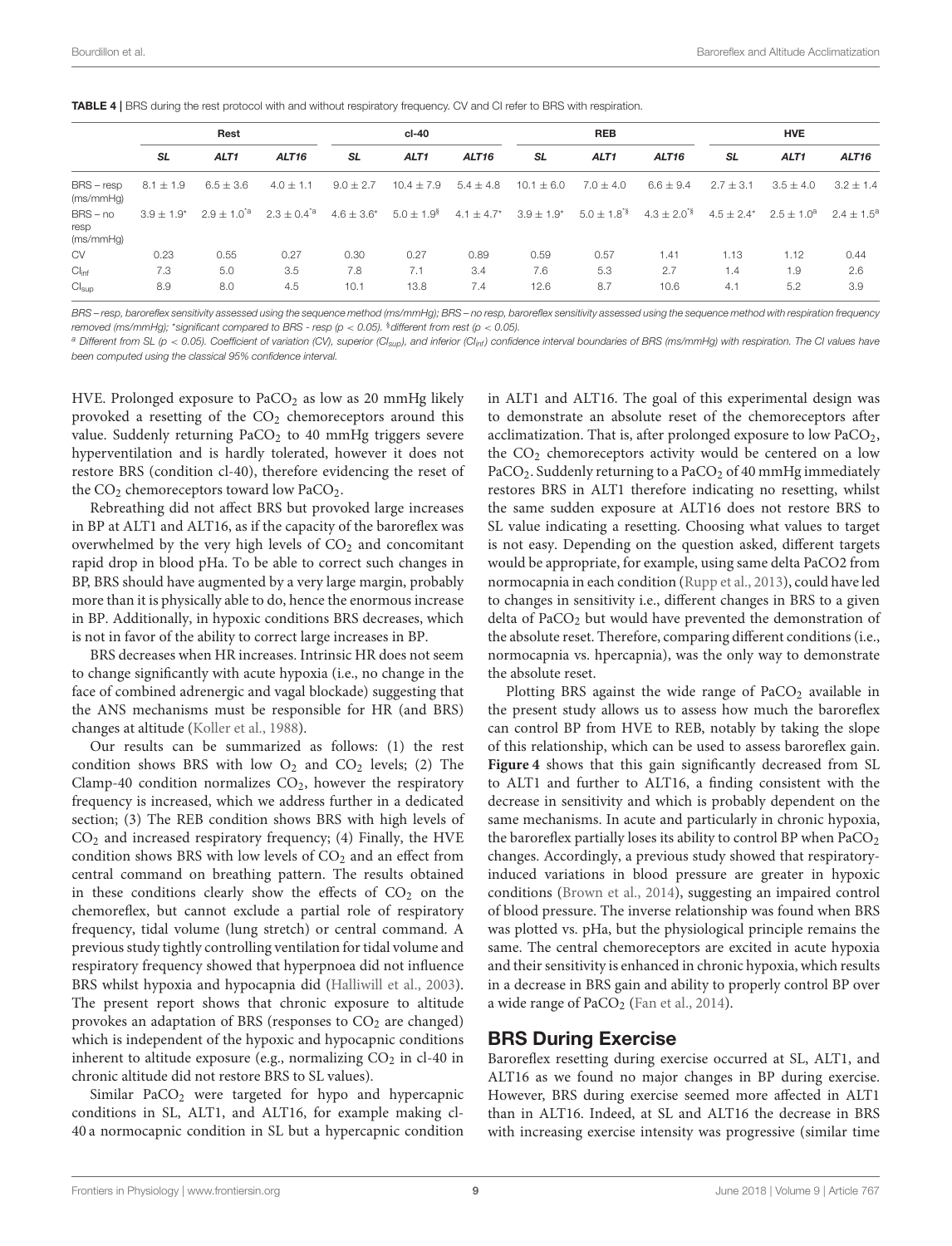**TABLE 4** | BRS during the rest protocol with and without respiratory frequency. CV and CI refer to BRS with respiration.

| | Rest | | | cl-40 | | | REB | | | HVE | | |
|---|---|---|---|---|---|---|---|---|---|---|---|---|
| | *SL* | *ALT1* | *ALT16* | *SL* | *ALT1* | *ALT16* | *SL* | *ALT1* | *ALT16* | *SL* | *ALT1* | *ALT16* |
| BRS – resp (ms/mmHg) | 8.1 ± 1.9 | 6.5 ± 3.6 | 4.0 ± 1.1 | 9.0 ± 2.7 | 10.4 ± 7.9 | 5.4 ± 4.8 | 10.1 ± 6.0 | 7.0 ± 4.0 | 6.6 ± 9.4 | 2.7 ± 3.1 | 3.5 ± 4.0 | 3.2 ± 1.4 |
| BRS – no resp (ms/mmHg) | 3.9 ± 1.9* | 2.9 ± 1.0*[a] | 2.3 ± 0.4*[a] | 4.6 ± 3.6* | 5.0 ± 1.9[§] | 4.1 ± 4.7* | 3.9 ± 1.9* | 5.0 ± 1.8*[§] | 4.3 ± 2.0*[§] | 4.5 ± 2.4* | 2.5 ± 1.0[a] | 2.4 ± 1.5[a] |
| CV | 0.23 | 0.55 | 0.27 | 0.30 | 0.27 | 0.89 | 0.59 | 0.57 | 1.41 | 1.13 | 1.12 | 0.44 |
| $CI_{inf}$ | 7.3 | 5.0 | 3.5 | 7.8 | 7.1 | 3.4 | 7.6 | 5.3 | 2.7 | 1.4 | 1.9 | 2.6 |
| $CI_{sup}$ | 8.9 | 8.0 | 4.5 | 10.1 | 13.8 | 7.4 | 12.6 | 8.7 | 10.6 | 4.1 | 5.2 | 3.9 |

*BRS – resp, baroreflex sensitivity assessed using the sequence method (ms/mmHg); BRS – no resp, baroreflex sensitivity assessed using the sequence method with respiration frequency removed (ms/mmHg); \*significant compared to BRS - resp ($p < 0.05$). [§]different from rest ($p < 0.05$).*

*[a] Different from SL ($p < 0.05$). Coefficient of variation (CV), superior ($CI_{sup}$), and inferior ($CI_{inf}$) confidence interval boundaries of BRS (ms/mmHg) with respiration. The CI values have been computed using the classical 95% confidence interval.*

HVE. Prolonged exposure to $PaCO_2$ as low as 20 mmHg likely provoked a resetting of the $CO_2$ chemoreceptors around this value. Suddenly returning $PaCO_2$ to 40 mmHg triggers severe hyperventilation and is hardly tolerated, however it does not restore BRS (condition cl-40), therefore evidencing the reset of the $CO_2$ chemoreceptors toward low $PaCO_2$.

Rebreathing did not affect BRS but provoked large increases in BP at ALT1 and ALT16, as if the capacity of the baroreflex was overwhelmed by the very high levels of $CO_2$ and concomitant rapid drop in blood pHa. To be able to correct such changes in BP, BRS should have augmented by a very large margin, probably more than it is physically able to do, hence the enormous increase in BP. Additionally, in hypoxic conditions BRS decreases, which is not in favor of the ability to correct large increases in BP.

BRS decreases when HR increases. Intrinsic HR does not seem to change significantly with acute hypoxia (i.e., no change in the face of combined adrenergic and vagal blockade) suggesting that the ANS mechanisms must be responsible for HR (and BRS) changes at altitude (Koller et al., 1988).

Our results can be summarized as follows: (1) the rest condition shows BRS with low $O_2$ and $CO_2$ levels; (2) The Clamp-40 condition normalizes $CO_2$, however the respiratory frequency is increased, which we address further in a dedicated section; (3) The REB condition shows BRS with high levels of $CO_2$ and increased respiratory frequency; (4) Finally, the HVE condition shows BRS with low levels of $CO_2$ and an effect from central command on breathing pattern. The results obtained in these conditions clearly show the effects of $CO_2$ on the chemoreflex, but cannot exclude a partial role of respiratory frequency, tidal volume (lung stretch) or central command. A previous study tightly controlling ventilation for tidal volume and respiratory frequency showed that hyperpnoea did not influence BRS whilst hypoxia and hypocapnia did (Halliwill et al., 2003). The present report shows that chronic exposure to altitude provokes an adaptation of BRS (responses to $CO_2$ are changed) which is independent of the hypoxic and hypocapnic conditions inherent to altitude exposure (e.g., normalizing $CO_2$ in cl-40 in chronic altitude did not restore BRS to SL values).

Similar $PaCO_2$ were targeted for hypo and hypercapnic conditions in SL, ALT1, and ALT16, for example making cl-40 a normocapnic condition in SL but a hypercapnic condition in ALT1 and ALT16. The goal of this experimental design was to demonstrate an absolute reset of the chemoreceptors after acclimatization. That is, after prolonged exposure to low $PaCO_2$, the $CO_2$ chemoreceptors activity would be centered on a low $PaCO_2$. Suddenly returning to a $PaCO_2$ of 40 mmHg immediately restores BRS in ALT1 therefore indicating no resetting, whilst the same sudden exposure at ALT16 does not restore BRS to SL value indicating a resetting. Choosing what values to target is not easy. Depending on the question asked, different targets would be appropriate, for example, using same delta PaCO2 from normocapnia in each condition (Rupp et al., 2013), could have led to changes in sensitivity i.e., different changes in BRS to a given delta of $PaCO_2$ but would have prevented the demonstration of the absolute reset. Therefore, comparing different conditions (i.e., normocapnia vs. hpercapnia), was the only way to demonstrate the absolute reset.

Plotting BRS against the wide range of $PaCO_2$ available in the present study allows us to assess how much the baroreflex can control BP from HVE to REB, notably by taking the slope of this relationship, which can be used to assess baroreflex gain. **Figure 4** shows that this gain significantly decreased from SL to ALT1 and further to ALT16, a finding consistent with the decrease in sensitivity and which is probably dependent on the same mechanisms. In acute and particularly in chronic hypoxia, the baroreflex partially loses its ability to control BP when $PaCO_2$ changes. Accordingly, a previous study showed that respiratory-induced variations in blood pressure are greater in hypoxic conditions (Brown et al., 2014), suggesting an impaired control of blood pressure. The inverse relationship was found when BRS was plotted vs. pHa, but the physiological principle remains the same. The central chemoreceptors are excited in acute hypoxia and their sensitivity is enhanced in chronic hypoxia, which results in a decrease in BRS gain and ability to properly control BP over a wide range of $PaCO_2$ (Fan et al., 2014).

## BRS During Exercise

Baroreflex resetting during exercise occurred at SL, ALT1, and ALT16 as we found no major changes in BP during exercise. However, BRS during exercise seemed more affected in ALT1 than in ALT16. Indeed, at SL and ALT16 the decrease in BRS with increasing exercise intensity was progressive (similar time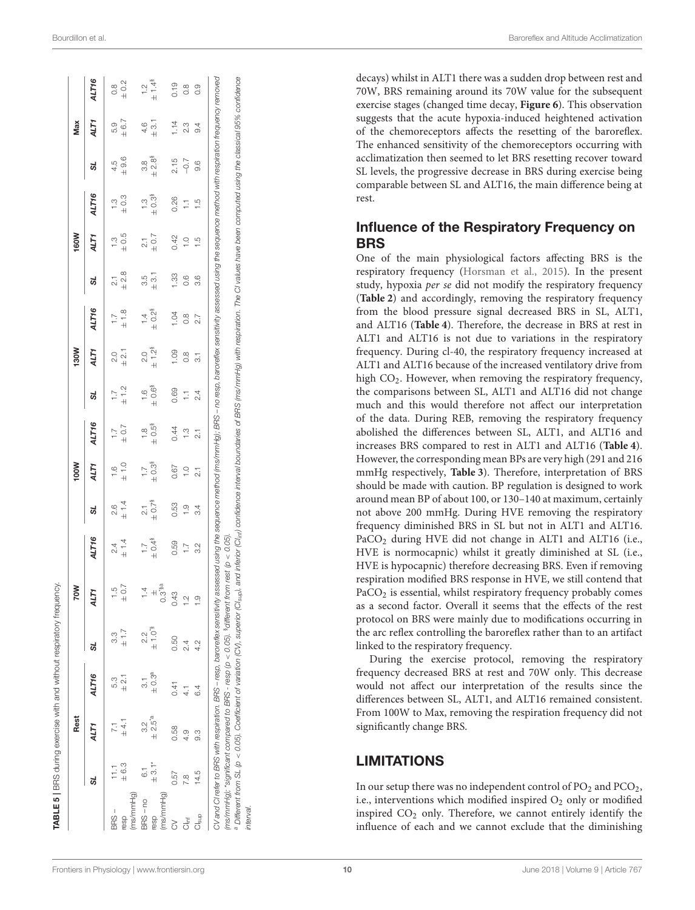**TABLE 5** | BRS during exercise with and without respiratory frequency.

| | Rest | | | 70W | | | 100W | | | 130W | | | 160W | | | Max | | |
|---|---|---|---|---|---|---|---|---|---|---|---|---|---|---|---|---|---|---|
| | SL | ALT1 | ALT16 | SL | ALT1 | ALT16 | SL | ALT1 | ALT16 | SL | ALT1 | ALT16 | SL | ALT1 | ALT16 | SL | ALT1 | ALT16 |
| BRS – resp (ms/mmHg) | 11.1 ± 6.3 | 7.1 ± 4.1 | 5.3 ± 2.1 | 3.3 ± 1.7 | 1.5 ± 0.7 | 2.4 ± 1.4 | 2.6 ± 1.4 | 1.6 ± 1.0 | 1.7 ± 0.7 | 1.7 ± 1.2 | 2.0 ± 2.1 | 1.7 ± 1.8 | 2.1 ± 2.8 | 1.3 ± 0.5 | 1.3 ± 0.3 | 4.5 ± 9.6 | 5.9 ± 6.7 | 0.8 ± 0.2 |
| BRS – no resp (ms/mmHg) | 6.1 ± 3.1* | 3.2 ± 2.5*a | 3.1 ± 0.3a | 2.2 ± 1.0$ | 1.4 ± 0.3$a | 1.7 ± 0.4$ | 2.1 ± 0.7$ | 1.7 ± 0.3$ | 1.8 ± 0.5$ | 1.6 ± 0.6$ | 2.0 ± 1.2$ | 1.4 ± 0.2$ | 3.5 ± 3.1 | 2.1 ± 0.7 | 1.3 ± 0.3$ | 3.8 ± 2.8$ | 4.6 ± 3.1 | 1.2 ± 1.4$ |
| CV | 0.57 | 0.58 | 0.41 | 0.50 | 0.43 | 0.59 | 0.53 | 0.67 | 0.44 | 0.69 | 1.09 | 1.04 | 1.33 | 0.42 | 0.26 | 2.15 | 1.14 | 0.19 |
| $CI_{inf}$ | 7.8 | 4.9 | 4.1 | 2.4 | 1.2 | 1.7 | 1.9 | 1.0 | 1.3 | 1.1 | 0.8 | 0.8 | 0.6 | 1.0 | 1.1 | −0.7 | 2.3 | 0.8 |
| $CI_{sup}$ | 14.5 | 9.3 | 6.4 | 4.2 | 1.9 | 3.2 | 3.4 | 2.1 | 2.1 | 2.4 | 3.1 | 2.7 | 3.6 | 1.5 | 1.5 | 9.6 | 9.4 | 0.9 |

*CV and CI refer to BRS with respiration. BRS – resp, baroreflex sensitivity assessed using the sequence method (ms/mmHg); BRS – no resp, baroreflex sensitivity assessed using the sequence method with respiration frequency removed (ms/mmHg); *significant compared to BRS - resp (p < 0.05). $different from rest (p < 0.05).*

*[a] Different from SL (p < 0.05). Coefficient of variation (CV), superior ($CI_{sup}$), and inferior ($CI_{inf}$) confidence interval boundaries of BRS (ms/mmHg) with respiration. The CI values have been computed using the classical 95% confidence interval.*

decays) whilst in ALT1 there was a sudden drop between rest and 70W, BRS remaining around its 70W value for the subsequent exercise stages (changed time decay, **Figure 6**). This observation suggests that the acute hypoxia-induced heightened activation of the chemoreceptors affects the resetting of the baroreflex. The enhanced sensitivity of the chemoreceptors occurring with acclimatization then seemed to let BRS resetting recover toward SL levels, the progressive decrease in BRS during exercise being comparable between SL and ALT16, the main difference being at rest.

## Influence of the Respiratory Frequency on BRS

One of the main physiological factors affecting BRS is the respiratory frequency (Horsman et al., 2015). In the present study, hypoxia *per se* did not modify the respiratory frequency (**Table 2**) and accordingly, removing the respiratory frequency from the blood pressure signal decreased BRS in SL, ALT1, and ALT16 (**Table 4**). Therefore, the decrease in BRS at rest in ALT1 and ALT16 is not due to variations in the respiratory frequency. During cl-40, the respiratory frequency increased at ALT1 and ALT16 because of the increased ventilatory drive from high $CO_2$. However, when removing the respiratory frequency, the comparisons between SL, ALT1 and ALT16 did not change much and this would therefore not affect our interpretation of the data. During REB, removing the respiratory frequency abolished the differences between SL, ALT1, and ALT16 and increases BRS compared to rest in ALT1 and ALT16 (**Table 4**). However, the corresponding mean BPs are very high (291 and 216 mmHg respectively, **Table 3**). Therefore, interpretation of BRS should be made with caution. BP regulation is designed to work around mean BP of about 100, or 130–140 at maximum, certainly not above 200 mmHg. During HVE removing the respiratory frequency diminished BRS in SL but not in ALT1 and ALT16. $PaCO_2$ during HVE did not change in ALT1 and ALT16 (i.e., HVE is normocapnic) whilst it greatly diminished at SL (i.e., HVE is hypocapnic) therefore decreasing BRS. Even if removing respiration modified BRS response in HVE, we still contend that $PaCO_2$ is essential, whilst respiratory frequency probably comes as a second factor. Overall it seems that the effects of the rest protocol on BRS were mainly due to modifications occurring in the arc reflex controlling the baroreflex rather than to an artifact linked to the respiratory frequency.

During the exercise protocol, removing the respiratory frequency decreased BRS at rest and 70W only. This decrease would not affect our interpretation of the results since the differences between SL, ALT1, and ALT16 remained consistent. From 100W to Max, removing the respiration frequency did not significantly change BRS.

## LIMITATIONS

In our setup there was no independent control of $PO_2$ and $PCO_2$, i.e., interventions which modified inspired $O_2$ only or modified inspired $CO_2$ only. Therefore, we cannot entirely identify the influence of each and we cannot exclude that the diminishing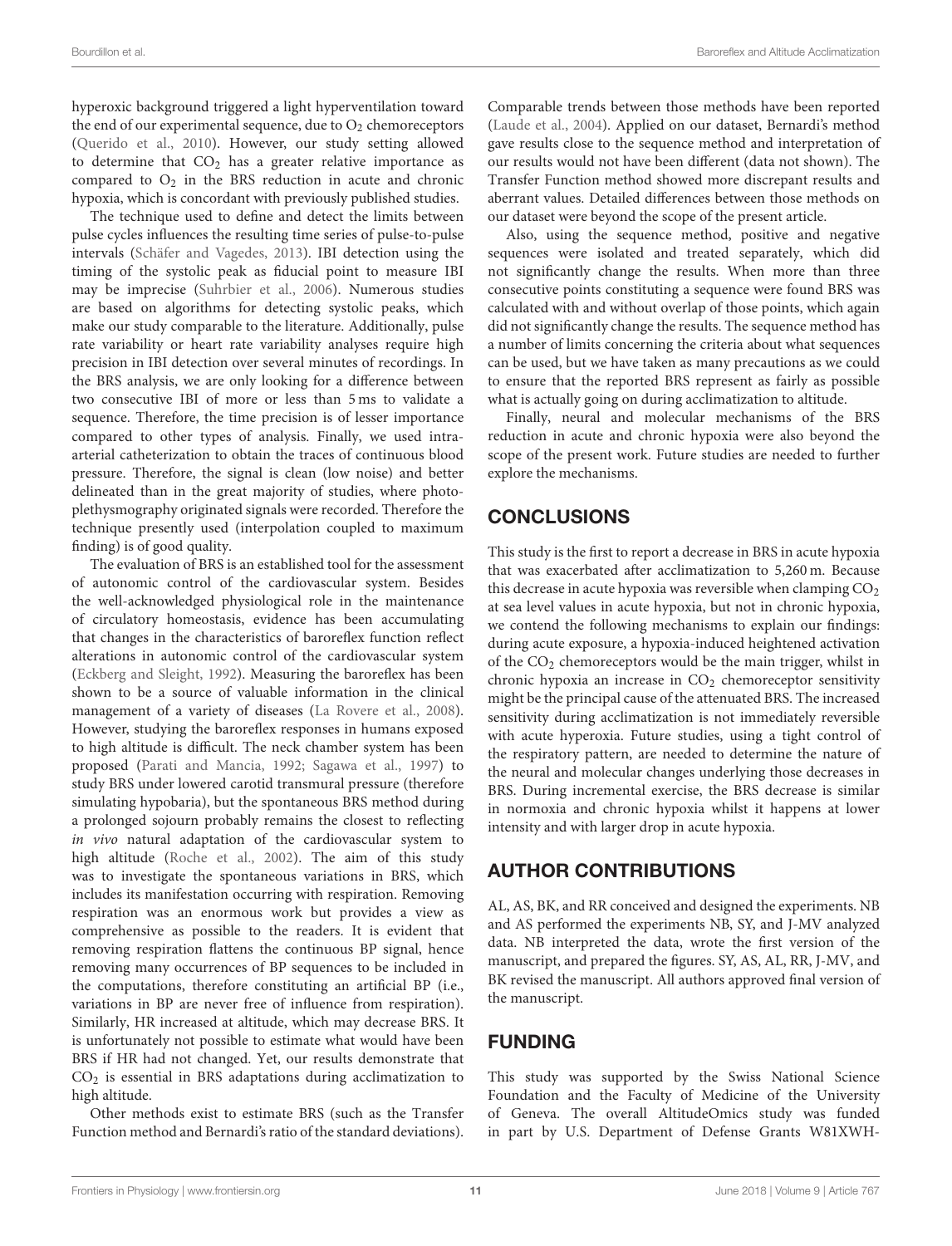hyperoxic background triggered a light hyperventilation toward the end of our experimental sequence, due to $O_2$ chemoreceptors (Querido et al., 2010). However, our study setting allowed to determine that $CO_2$ has a greater relative importance as compared to $O_2$ in the BRS reduction in acute and chronic hypoxia, which is concordant with previously published studies.

The technique used to define and detect the limits between pulse cycles influences the resulting time series of pulse-to-pulse intervals (Schäfer and Vagedes, 2013). IBI detection using the timing of the systolic peak as fiducial point to measure IBI may be imprecise (Suhrbier et al., 2006). Numerous studies are based on algorithms for detecting systolic peaks, which make our study comparable to the literature. Additionally, pulse rate variability or heart rate variability analyses require high precision in IBI detection over several minutes of recordings. In the BRS analysis, we are only looking for a difference between two consecutive IBI of more or less than 5 ms to validate a sequence. Therefore, the time precision is of lesser importance compared to other types of analysis. Finally, we used intra-arterial catheterization to obtain the traces of continuous blood pressure. Therefore, the signal is clean (low noise) and better delineated than in the great majority of studies, where photo-plethysmography originated signals were recorded. Therefore the technique presently used (interpolation coupled to maximum finding) is of good quality.

The evaluation of BRS is an established tool for the assessment of autonomic control of the cardiovascular system. Besides the well-acknowledged physiological role in the maintenance of circulatory homeostasis, evidence has been accumulating that changes in the characteristics of baroreflex function reflect alterations in autonomic control of the cardiovascular system (Eckberg and Sleight, 1992). Measuring the baroreflex has been shown to be a source of valuable information in the clinical management of a variety of diseases (La Rovere et al., 2008). However, studying the baroreflex responses in humans exposed to high altitude is difficult. The neck chamber system has been proposed (Parati and Mancia, 1992; Sagawa et al., 1997) to study BRS under lowered carotid transmural pressure (therefore simulating hypobaria), but the spontaneous BRS method during a prolonged sojourn probably remains the closest to reflecting *in vivo* natural adaptation of the cardiovascular system to high altitude (Roche et al., 2002). The aim of this study was to investigate the spontaneous variations in BRS, which includes its manifestation occurring with respiration. Removing respiration was an enormous work but provides a view as comprehensive as possible to the readers. It is evident that removing respiration flattens the continuous BP signal, hence removing many occurrences of BP sequences to be included in the computations, therefore constituting an artificial BP (i.e., variations in BP are never free of influence from respiration). Similarly, HR increased at altitude, which may decrease BRS. It is unfortunately not possible to estimate what would have been BRS if HR had not changed. Yet, our results demonstrate that $CO_2$ is essential in BRS adaptations during acclimatization to high altitude.

Other methods exist to estimate BRS (such as the Transfer Function method and Bernardi's ratio of the standard deviations). Comparable trends between those methods have been reported (Laude et al., 2004). Applied on our dataset, Bernardi's method gave results close to the sequence method and interpretation of our results would not have been different (data not shown). The Transfer Function method showed more discrepant results and aberrant values. Detailed differences between those methods on our dataset were beyond the scope of the present article.

Also, using the sequence method, positive and negative sequences were isolated and treated separately, which did not significantly change the results. When more than three consecutive points constituting a sequence were found BRS was calculated with and without overlap of those points, which again did not significantly change the results. The sequence method has a number of limits concerning the criteria about what sequences can be used, but we have taken as many precautions as we could to ensure that the reported BRS represent as fairly as possible what is actually going on during acclimatization to altitude.

Finally, neural and molecular mechanisms of the BRS reduction in acute and chronic hypoxia were also beyond the scope of the present work. Future studies are needed to further explore the mechanisms.

## CONCLUSIONS

This study is the first to report a decrease in BRS in acute hypoxia that was exacerbated after acclimatization to 5,260 m. Because this decrease in acute hypoxia was reversible when clamping $CO_2$ at sea level values in acute hypoxia, but not in chronic hypoxia, we contend the following mechanisms to explain our findings: during acute exposure, a hypoxia-induced heightened activation of the $CO_2$ chemoreceptors would be the main trigger, whilst in chronic hypoxia an increase in $CO_2$ chemoreceptor sensitivity might be the principal cause of the attenuated BRS. The increased sensitivity during acclimatization is not immediately reversible with acute hyperoxia. Future studies, using a tight control of the respiratory pattern, are needed to determine the nature of the neural and molecular changes underlying those decreases in BRS. During incremental exercise, the BRS decrease is similar in normoxia and chronic hypoxia whilst it happens at lower intensity and with larger drop in acute hypoxia.

## AUTHOR CONTRIBUTIONS

AL, AS, BK, and RR conceived and designed the experiments. NB and AS performed the experiments NB, SY, and J-MV analyzed data. NB interpreted the data, wrote the first version of the manuscript, and prepared the figures. SY, AS, AL, RR, J-MV, and BK revised the manuscript. All authors approved final version of the manuscript.

## FUNDING

This study was supported by the Swiss National Science Foundation and the Faculty of Medicine of the University of Geneva. The overall AltitudeOmics study was funded in part by U.S. Department of Defense Grants W81XWH-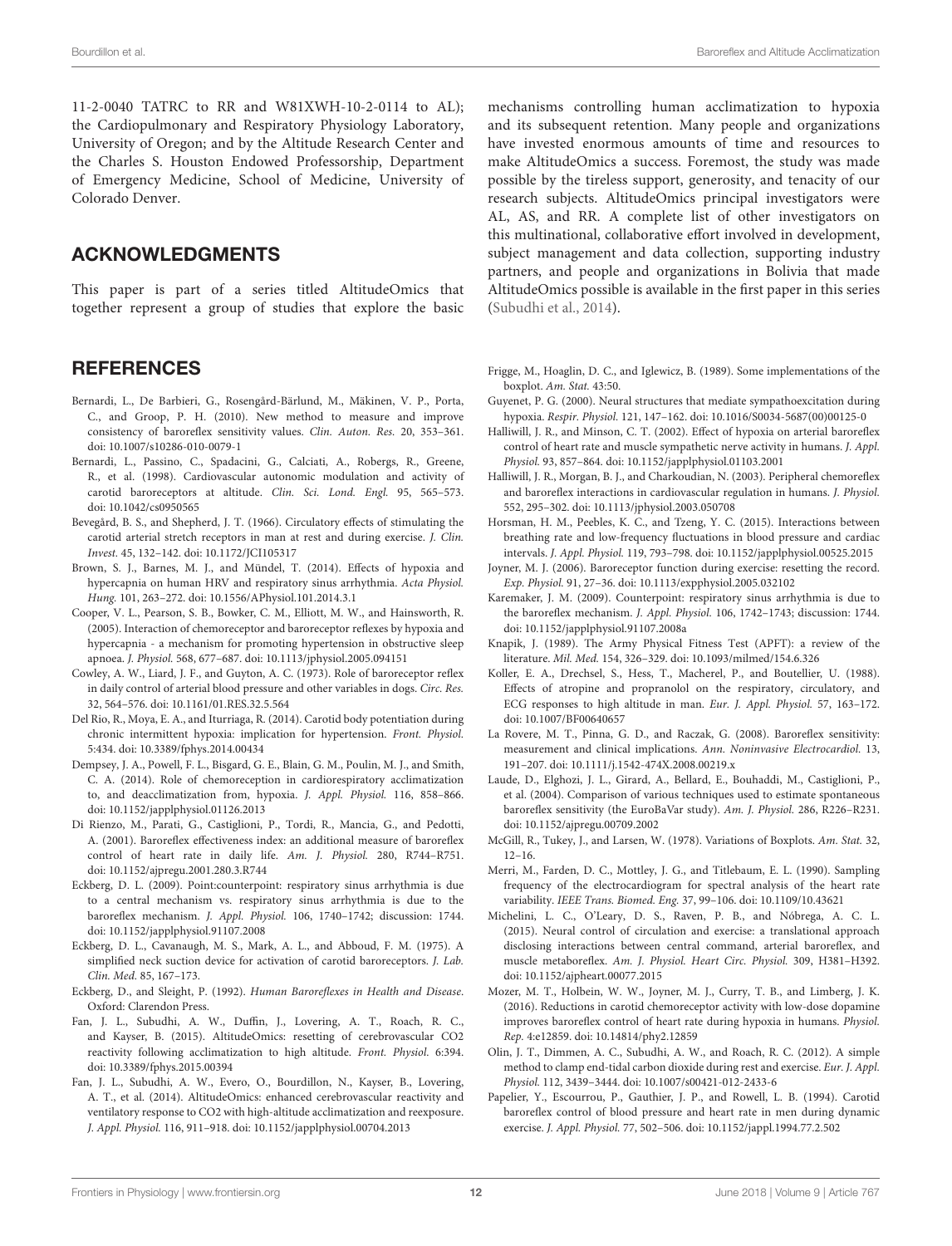11-2-0040 TATRC to RR and W81XWH-10-2-0114 to AL); the Cardiopulmonary and Respiratory Physiology Laboratory, University of Oregon; and by the Altitude Research Center and the Charles S. Houston Endowed Professorship, Department of Emergency Medicine, School of Medicine, University of Colorado Denver.

## ACKNOWLEDGMENTS

This paper is part of a series titled AltitudeOmics that together represent a group of studies that explore the basic mechanisms controlling human acclimatization to hypoxia and its subsequent retention. Many people and organizations have invested enormous amounts of time and resources to make AltitudeOmics a success. Foremost, the study was made possible by the tireless support, generosity, and tenacity of our research subjects. AltitudeOmics principal investigators were AL, AS, and RR. A complete list of other investigators on this multinational, collaborative effort involved in development, subject management and data collection, supporting industry partners, and people and organizations in Bolivia that made AltitudeOmics possible is available in the first paper in this series (Subudhi et al., 2014).

## REFERENCES

Bernardi, L., De Barbieri, G., Rosengård-Bärlund, M., Mäkinen, V. P., Porta, C., and Groop, P. H. (2010). New method to measure and improve consistency of baroreflex sensitivity values. *Clin. Auton. Res.* 20, 353–361. doi: 10.1007/s10286-010-0079-1

Bernardi, L., Passino, C., Spadacini, G., Calciati, A., Robergs, R., Greene, R., et al. (1998). Cardiovascular autonomic modulation and activity of carotid baroreceptors at altitude. *Clin. Sci. Lond. Engl.* 95, 565–573. doi: 10.1042/cs0950565

Bevegård, B. S., and Shepherd, J. T. (1966). Circulatory effects of stimulating the carotid arterial stretch receptors in man at rest and during exercise. *J. Clin. Invest.* 45, 132–142. doi: 10.1172/JCI105317

Brown, S. J., Barnes, M. J., and Mündel, T. (2014). Effects of hypoxia and hypercapnia on human HRV and respiratory sinus arrhythmia. *Acta Physiol. Hung.* 101, 263–272. doi: 10.1556/APhysiol.101.2014.3.1

Cooper, V. L., Pearson, S. B., Bowker, C. M., Elliott, M. W., and Hainsworth, R. (2005). Interaction of chemoreceptor and baroreceptor reflexes by hypoxia and hypercapnia - a mechanism for promoting hypertension in obstructive sleep apnoea. *J. Physiol.* 568, 677–687. doi: 10.1113/jphysiol.2005.094151

Cowley, A. W., Liard, J. F., and Guyton, A. C. (1973). Role of baroreceptor reflex in daily control of arterial blood pressure and other variables in dogs. *Circ. Res.* 32, 564–576. doi: 10.1161/01.RES.32.5.564

Del Rio, R., Moya, E. A., and Iturriaga, R. (2014). Carotid body potentiation during chronic intermittent hypoxia: implication for hypertension. *Front. Physiol.* 5:434. doi: 10.3389/fphys.2014.00434

Dempsey, J. A., Powell, F. L., Bisgard, G. E., Blain, G. M., Poulin, M. J., and Smith, C. A. (2014). Role of chemoreception in cardiorespiratory acclimatization to, and deacclimatization from, hypoxia. *J. Appl. Physiol.* 116, 858–866. doi: 10.1152/japplphysiol.01126.2013

Di Rienzo, M., Parati, G., Castiglioni, P., Tordi, R., Mancia, G., and Pedotti, A. (2001). Baroreflex effectiveness index: an additional measure of baroreflex control of heart rate in daily life. *Am. J. Physiol.* 280, R744–R751. doi: 10.1152/ajpregu.2001.280.3.R744

Eckberg, D. L. (2009). Point:counterpoint: respiratory sinus arrhythmia is due to a central mechanism vs. respiratory sinus arrhythmia is due to the baroreflex mechanism. *J. Appl. Physiol.* 106, 1740–1742; discussion: 1744. doi: 10.1152/japplphysiol.91107.2008

Eckberg, D. L., Cavanaugh, M. S., Mark, A. L., and Abboud, F. M. (1975). A simplified neck suction device for activation of carotid baroreceptors. *J. Lab. Clin. Med.* 85, 167–173.

Eckberg, D., and Sleight, P. (1992). *Human Baroreflexes in Health and Disease*. Oxford: Clarendon Press.

Fan, J. L., Subudhi, A. W., Duffin, J., Lovering, A. T., Roach, R. C., and Kayser, B. (2015). AltitudeOmics: resetting of cerebrovascular CO2 reactivity following acclimatization to high altitude. *Front. Physiol.* 6:394. doi: 10.3389/fphys.2015.00394

Fan, J. L., Subudhi, A. W., Evero, O., Bourdillon, N., Kayser, B., Lovering, A. T., et al. (2014). AltitudeOmics: enhanced cerebrovascular reactivity and ventilatory response to CO2 with high-altitude acclimatization and reexposure. *J. Appl. Physiol.* 116, 911–918. doi: 10.1152/japplphysiol.00704.2013

Frigge, M., Hoaglin, D. C., and Iglewicz, B. (1989). Some implementations of the boxplot. *Am. Stat.* 43:50.

Guyenet, P. G. (2000). Neural structures that mediate sympathoexcitation during hypoxia. *Respir. Physiol.* 121, 147–162. doi: 10.1016/S0034-5687(00)00125-0

Halliwill, J. R., and Minson, C. T. (2002). Effect of hypoxia on arterial baroreflex control of heart rate and muscle sympathetic nerve activity in humans. *J. Appl. Physiol.* 93, 857–864. doi: 10.1152/japplphysiol.01103.2001

Halliwill, J. R., Morgan, B. J., and Charkoudian, N. (2003). Peripheral chemoreflex and baroreflex interactions in cardiovascular regulation in humans. *J. Physiol.* 552, 295–302. doi: 10.1113/jphysiol.2003.050708

Horsman, H. M., Peebles, K. C., and Tzeng, Y. C. (2015). Interactions between breathing rate and low-frequency fluctuations in blood pressure and cardiac intervals. *J. Appl. Physiol.* 119, 793–798. doi: 10.1152/japplphysiol.00525.2015

Joyner, M. J. (2006). Baroreceptor function during exercise: resetting the record. *Exp. Physiol.* 91, 27–36. doi: 10.1113/expphysiol.2005.032102

Karemaker, J. M. (2009). Counterpoint: respiratory sinus arrhythmia is due to the baroreflex mechanism. *J. Appl. Physiol.* 106, 1742–1743; discussion: 1744. doi: 10.1152/japplphysiol.91107.2008a

Knapik, J. (1989). The Army Physical Fitness Test (APFT): a review of the literature. *Mil. Med.* 154, 326–329. doi: 10.1093/milmed/154.6.326

Koller, E. A., Drechsel, S., Hess, T., Macherel, P., and Boutellier, U. (1988). Effects of atropine and propranolol on the respiratory, circulatory, and ECG responses to high altitude in man. *Eur. J. Appl. Physiol.* 57, 163–172. doi: 10.1007/BF00640657

La Rovere, M. T., Pinna, G. D., and Raczak, G. (2008). Baroreflex sensitivity: measurement and clinical implications. *Ann. Noninvasive Electrocardiol.* 13, 191–207. doi: 10.1111/j.1542-474X.2008.00219.x

Laude, D., Elghozi, J. L., Girard, A., Bellard, E., Bouhaddi, M., Castiglioni, P., et al. (2004). Comparison of various techniques used to estimate spontaneous baroreflex sensitivity (the EuroBaVar study). *Am. J. Physiol.* 286, R226–R231. doi: 10.1152/ajpregu.00709.2002

McGill, R., Tukey, J., and Larsen, W. (1978). Variations of Boxplots. *Am. Stat.* 32, 12–16.

Merri, M., Farden, D. C., Mottley, J. G., and Titlebaum, E. L. (1990). Sampling frequency of the electrocardiogram for spectral analysis of the heart rate variability. *IEEE Trans. Biomed. Eng.* 37, 99–106. doi: 10.1109/10.43621

Michelini, L. C., O'Leary, D. S., Raven, P. B., and Nóbrega, A. C. L. (2015). Neural control of circulation and exercise: a translational approach disclosing interactions between central command, arterial baroreflex, and muscle metaboreflex. *Am. J. Physiol. Heart Circ. Physiol.* 309, H381–H392. doi: 10.1152/ajpheart.00077.2015

Mozer, M. T., Holbein, W. W., Joyner, M. J., Curry, T. B., and Limberg, J. K. (2016). Reductions in carotid chemoreceptor activity with low-dose dopamine improves baroreflex control of heart rate during hypoxia in humans. *Physiol. Rep.* 4:e12859. doi: 10.14814/phy2.12859

Olin, J. T., Dimmen, A. C., Subudhi, A. W., and Roach, R. C. (2012). A simple method to clamp end-tidal carbon dioxide during rest and exercise. *Eur. J. Appl. Physiol.* 112, 3439–3444. doi: 10.1007/s00421-012-2433-6

Papelier, Y., Escourrou, P., Gauthier, J. P., and Rowell, L. B. (1994). Carotid baroreflex control of blood pressure and heart rate in men during dynamic exercise. *J. Appl. Physiol.* 77, 502–506. doi: 10.1152/jappl.1994.77.2.502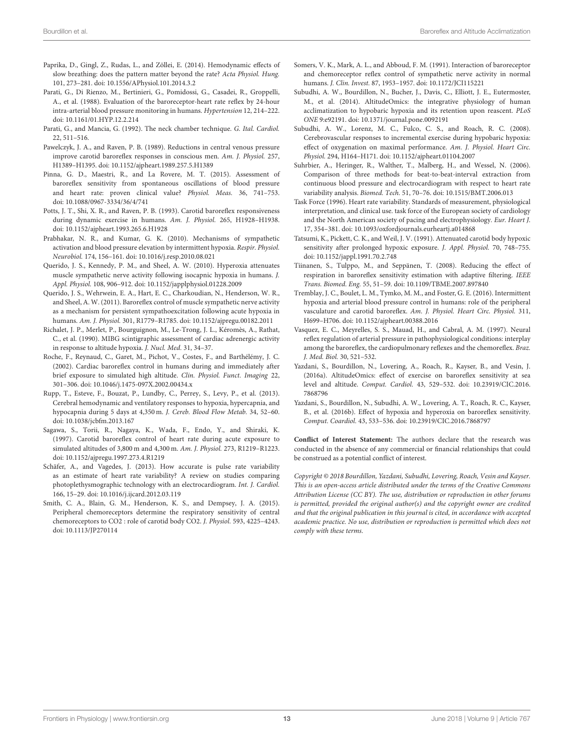Paprika, D., Gingl, Z., Rudas, L., and Zöllei, E. (2014). Hemodynamic effects of slow breathing: does the pattern matter beyond the rate? *Acta Physiol. Hung.* 101, 273–281. doi: 10.1556/APhysiol.101.2014.3.2

Parati, G., Di Rienzo, M., Bertinieri, G., Pomidossi, G., Casadei, R., Groppelli, A., et al. (1988). Evaluation of the baroreceptor-heart rate reflex by 24-hour intra-arterial blood pressure monitoring in humans. *Hypertension* 12, 214–222. doi: 10.1161/01.HYP.12.2.214

Parati, G., and Mancia, G. (1992). The neck chamber technique. *G. Ital. Cardiol.* 22, 511–516.

Pawelczyk, J. A., and Raven, P. B. (1989). Reductions in central venous pressure improve carotid baroreflex responses in conscious men. *Am. J. Physiol.* 257, H1389–H1395. doi: 10.1152/ajpheart.1989.257.5.H1389

Pinna, G. D., Maestri, R., and La Rovere, M. T. (2015). Assessment of baroreflex sensitivity from spontaneous oscillations of blood pressure and heart rate: proven clinical value? *Physiol. Meas.* 36, 741–753. doi: 10.1088/0967-3334/36/4/741

Potts, J. T., Shi, X. R., and Raven, P. B. (1993). Carotid baroreflex responsiveness during dynamic exercise in humans. *Am. J. Physiol.* 265, H1928–H1938. doi: 10.1152/ajpheart.1993.265.6.H1928

Prabhakar, N. R., and Kumar, G. K. (2010). Mechanisms of sympathetic activation and blood pressure elevation by intermittent hypoxia. *Respir. Physiol. Neurobiol.* 174, 156–161. doi: 10.1016/j.resp.2010.08.021

Querido, J. S., Kennedy, P. M., and Sheel, A. W. (2010). Hyperoxia attenuates muscle sympathetic nerve activity following isocapnic hypoxia in humans. *J. Appl. Physiol.* 108, 906–912. doi: 10.1152/japplphysiol.01228.2009

Querido, J. S., Wehrwein, E. A., Hart, E. C., Charkoudian, N., Henderson, W. R., and Sheel, A. W. (2011). Baroreflex control of muscle sympathetic nerve activity as a mechanism for persistent sympathoexcitation following acute hypoxia in humans. *Am. J. Physiol.* 301, R1779–R1785. doi: 10.1152/ajpregu.00182.2011

Richalet, J. P., Merlet, P., Bourguignon, M., Le-Trong, J. L., Kéromès, A., Rathat, C., et al. (1990). MIBG scintigraphic assessment of cardiac adrenergic activity in response to altitude hypoxia. *J. Nucl. Med.* 31, 34–37.

Roche, F., Reynaud, C., Garet, M., Pichot, V., Costes, F., and Barthélémy, J. C. (2002). Cardiac baroreflex control in humans during and immediately after brief exposure to simulated high altitude. *Clin. Physiol. Funct. Imaging* 22, 301–306. doi: 10.1046/j.1475-097X.2002.00434.x

Rupp, T., Esteve, F., Bouzat, P., Lundby, C., Perrey, S., Levy, P., et al. (2013). Cerebral hemodynamic and ventilatory responses to hypoxia, hypercapnia, and hypocapnia during 5 days at 4,350 m. *J. Cereb. Blood Flow Metab.* 34, 52–60. doi: 10.1038/jcbfm.2013.167

Sagawa, S., Torii, R., Nagaya, K., Wada, F., Endo, Y., and Shiraki, K. (1997). Carotid baroreflex control of heart rate during acute exposure to simulated altitudes of 3,800 m and 4,300 m. *Am. J. Physiol.* 273, R1219–R1223. doi: 10.1152/ajpregu.1997.273.4.R1219

Schäfer, A., and Vagedes, J. (2013). How accurate is pulse rate variability as an estimate of heart rate variability? A review on studies comparing photoplethysmographic technology with an electrocardiogram. *Int. J. Cardiol.* 166, 15–29. doi: 10.1016/j.ijcard.2012.03.119

Smith, C. A., Blain, G. M., Henderson, K. S., and Dempsey, J. A. (2015). Peripheral chemoreceptors determine the respiratory sensitivity of central chemoreceptors to CO2 : role of carotid body CO2. *J. Physiol.* 593, 4225–4243. doi: 10.1113/JP270114

Somers, V. K., Mark, A. L., and Abboud, F. M. (1991). Interaction of baroreceptor and chemoreceptor reflex control of sympathetic nerve activity in normal humans. *J. Clin. Invest.* 87, 1953–1957. doi: 10.1172/JCI115221

Subudhi, A. W., Bourdillon, N., Bucher, J., Davis, C., Elliott, J. E., Eutermoster, M., et al. (2014). AltitudeOmics: the integrative physiology of human acclimatization to hypobaric hypoxia and its retention upon reascent. *PLoS ONE* 9:e92191. doi: 10.1371/journal.pone.0092191

Subudhi, A. W., Lorenz, M. C., Fulco, C. S., and Roach, R. C. (2008). Cerebrovascular responses to incremental exercise during hypobaric hypoxia: effect of oxygenation on maximal performance. *Am. J. Physiol. Heart Circ. Physiol.* 294, H164–H171. doi: 10.1152/ajpheart.01104.2007

Suhrbier, A., Heringer, R., Walther, T., Malberg, H., and Wessel, N. (2006). Comparison of three methods for beat-to-beat-interval extraction from continuous blood pressure and electrocardiogram with respect to heart rate variability analysis. *Biomed. Tech.* 51, 70–76. doi: 10.1515/BMT.2006.013

Task Force (1996). Heart rate variability. Standards of measurement, physiological interpretation, and clinical use. task force of the European society of cardiology and the North American society of pacing and electrophysiology. *Eur. Heart J.* 17, 354–381. doi: 10.1093/oxfordjournals.eurheartj.a014868

Tatsumi, K., Pickett, C. K., and Weil, J. V. (1991). Attenuated carotid body hypoxic sensitivity after prolonged hypoxic exposure. *J. Appl. Physiol.* 70, 748–755. doi: 10.1152/jappl.1991.70.2.748

Tiinanen, S., Tulppo, M., and Seppänen, T. (2008). Reducing the effect of respiration in baroreflex sensitivity estimation with adaptive filtering. *IEEE Trans. Biomed. Eng.* 55, 51–59. doi: 10.1109/TBME.2007.897840

Tremblay, J. C., Boulet, L. M., Tymko, M. M., and Foster, G. E. (2016). Intermittent hypoxia and arterial blood pressure control in humans: role of the peripheral vasculature and carotid baroreflex. *Am. J. Physiol. Heart Circ. Physiol.* 311, H699–H706. doi: 10.1152/ajpheart.00388.2016

Vasquez, E. C., Meyrelles, S. S., Mauad, H., and Cabral, A. M. (1997). Neural reflex regulation of arterial pressure in pathophysiological conditions: interplay among the baroreflex, the cardiopulmonary reflexes and the chemoreflex. *Braz. J. Med. Biol.* 30, 521–532.

Yazdani, S., Bourdillon, N., Lovering, A., Roach, R., Kayser, B., and Vesin, J. (2016a). AltitudeOmics: effect of exercise on baroreflex sensitivity at sea level and altitude. *Comput. Cardiol.* 43, 529–532. doi: 10.23919/CIC.2016.7868796

Yazdani, S., Bourdillon, N., Subudhi, A. W., Lovering, A. T., Roach, R. C., Kayser, B., et al. (2016b). Effect of hypoxia and hyperoxia on baroreflex sensitivity. *Comput. Coardiol.* 43, 533–536. doi: 10.23919/CIC.2016.7868797

**Conflict of Interest Statement:** The authors declare that the research was conducted in the absence of any commercial or financial relationships that could be construed as a potential conflict of interest.

*Copyright © 2018 Bourdillon, Yazdani, Subudhi, Lovering, Roach, Vesin and Kayser. This is an open-access article distributed under the terms of the Creative Commons Attribution License (CC BY). The use, distribution or reproduction in other forums is permitted, provided the original author(s) and the copyright owner are credited and that the original publication in this journal is cited, in accordance with accepted academic practice. No use, distribution or reproduction is permitted which does not comply with these terms.*